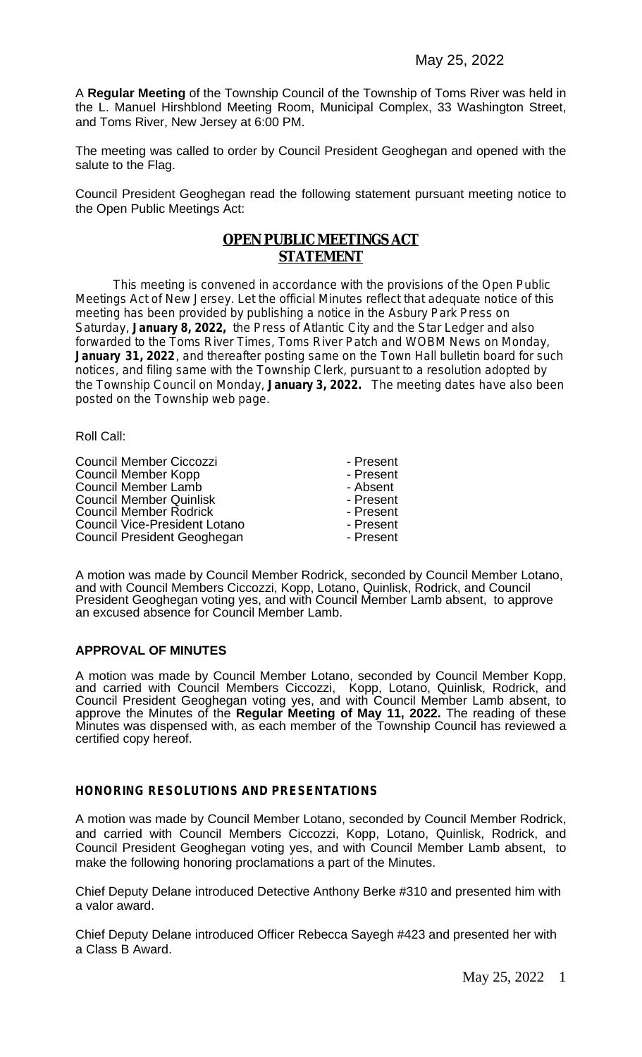May 25, 2022

A **Regular Meeting** of the Township Council of the Township of Toms River was held in the L. Manuel Hirshblond Meeting Room, Municipal Complex, 33 Washington Street, and Toms River, New Jersey at 6:00 PM.

The meeting was called to order by Council President Geoghegan and opened with the salute to the Flag.

Council President Geoghegan read the following statement pursuant meeting notice to the Open Public Meetings Act:

## OPEN PUBLIC MEETINGS ACT STATEMENT

This meeting is convened in accordance with the provisions of the Open Public Meetings Act of New Jersey. Let the official Minutes reflect that adequate notice of this meeting has been provided by publishing a notice in the Asbury Park Press on Saturday, **January 8, 2022,** the Press of Atlantic City and the Star Ledger and also forwarded to the Toms River Times, Toms River Patch and WOBM News on Monday, **January 31, 2022**, and thereafter posting same on the Town Hall bulletin board for such notices, and filing same with the Township Clerk, pursuant to a resolution adopted by the Township Council on Monday, **January 3, 2022.** The meeting dates have also been posted on the Township web page.

Roll Call:

| | |
|---|---|
| Council Member Ciccozzi | - Present |
| Council Member Kopp | - Present |
| Council Member Lamb | - Absent |
| Council Member Quinlisk | - Present |
| Council Member Rodrick | - Present |
| Council Vice-President Lotano | - Present |
| Council President Geoghegan | - Present |

A motion was made by Council Member Rodrick, seconded by Council Member Lotano, and with Council Members Ciccozzi, Kopp, Lotano, Quinlisk, Rodrick, and Council President Geoghegan voting yes, and with Council Member Lamb absent, to approve an excused absence for Council Member Lamb.

### APPROVAL OF MINUTES

A motion was made by Council Member Lotano, seconded by Council Member Kopp, and carried with Council Members Ciccozzi, Kopp, Lotano, Quinlisk, Rodrick, and Council President Geoghegan voting yes, and with Council Member Lamb absent, to approve the Minutes of the **Regular Meeting of May 11, 2022.** The reading of these Minutes was dispensed with, as each member of the Township Council has reviewed a certified copy hereof.

### HONORING RESOLUTIONS AND PRESENTATIONS

A motion was made by Council Member Lotano, seconded by Council Member Rodrick, and carried with Council Members Ciccozzi, Kopp, Lotano, Quinlisk, Rodrick, and Council President Geoghegan voting yes, and with Council Member Lamb absent, to make the following honoring proclamations a part of the Minutes.

Chief Deputy Delane introduced Detective Anthony Berke #310 and presented him with a valor award.

Chief Deputy Delane introduced Officer Rebecca Sayegh #423 and presented her with a Class B Award.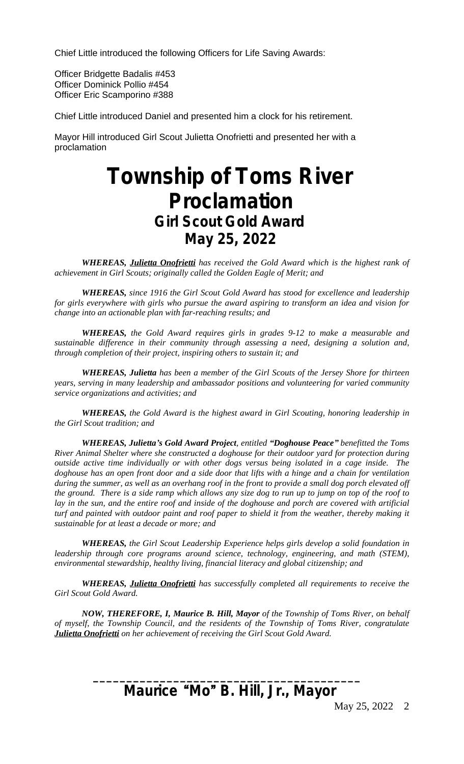Chief Little introduced the following Officers for Life Saving Awards:

Officer Bridgette Badalis #453
Officer Dominick Pollio #454
Officer Eric Scamporino #388

Chief Little introduced Daniel and presented him a clock for his retirement.

Mayor Hill introduced Girl Scout Julietta Onofrietti and presented her with a proclamation

# Township of Toms River
## Proclamation
### Girl Scout Gold Award
### May 25, 2022

***WHEREAS, <u>Julietta Onofrietti</u>*** *has received the Gold Award which is the highest rank of achievement in Girl Scouts; originally called the Golden Eagle of Merit; and*

***WHEREAS,*** *since 1916 the Girl Scout Gold Award has stood for excellence and leadership for girls everywhere with girls who pursue the award aspiring to transform an idea and vision for change into an actionable plan with far-reaching results; and*

***WHEREAS,*** *the Gold Award requires girls in grades 9-12 to make a measurable and sustainable difference in their community through assessing a need, designing a solution and, through completion of their project, inspiring others to sustain it; and*

***WHEREAS, Julietta*** *has been a member of the Girl Scouts of the Jersey Shore for thirteen years, serving in many leadership and ambassador positions and volunteering for varied community service organizations and activities; and*

***WHEREAS,*** *the Gold Award is the highest award in Girl Scouting, honoring leadership in the Girl Scout tradition; and*

***WHEREAS, Julietta's Gold Award Project****, entitled* ***"Doghouse Peace"*** *benefitted the Toms River Animal Shelter where she constructed a doghouse for their outdoor yard for protection during outside active time individually or with other dogs versus being isolated in a cage inside. The doghouse has an open front door and a side door that lifts with a hinge and a chain for ventilation during the summer, as well as an overhang roof in the front to provide a small dog porch elevated off the ground. There is a side ramp which allows any size dog to run up to jump on top of the roof to lay in the sun, and the entire roof and inside of the doghouse and porch are covered with artificial turf and painted with outdoor paint and roof paper to shield it from the weather, thereby making it sustainable for at least a decade or more; and*

***WHEREAS,*** *the Girl Scout Leadership Experience helps girls develop a solid foundation in leadership through core programs around science, technology, engineering, and math (STEM), environmental stewardship, healthy living, financial literacy and global citizenship; and*

***WHEREAS, <u>Julietta Onofrietti</u>*** *has successfully completed all requirements to receive the Girl Scout Gold Award.*

***NOW, THEREFORE, I, Maurice B. Hill, Mayor*** *of the Township of Toms River, on behalf of myself, the Township Council, and the residents of the Township of Toms River, congratulate* ***<u>Julietta Onofrietti</u>*** *on her achievement of receiving the Girl Scout Gold Award.*

\_\_\_\_\_\_\_\_\_\_\_\_\_\_\_\_\_\_\_\_\_\_\_\_\_\_\_\_\_\_\_\_\_\_\_\_\_\_\_\_

**Maurice "Mo" B. Hill, Jr., Mayor**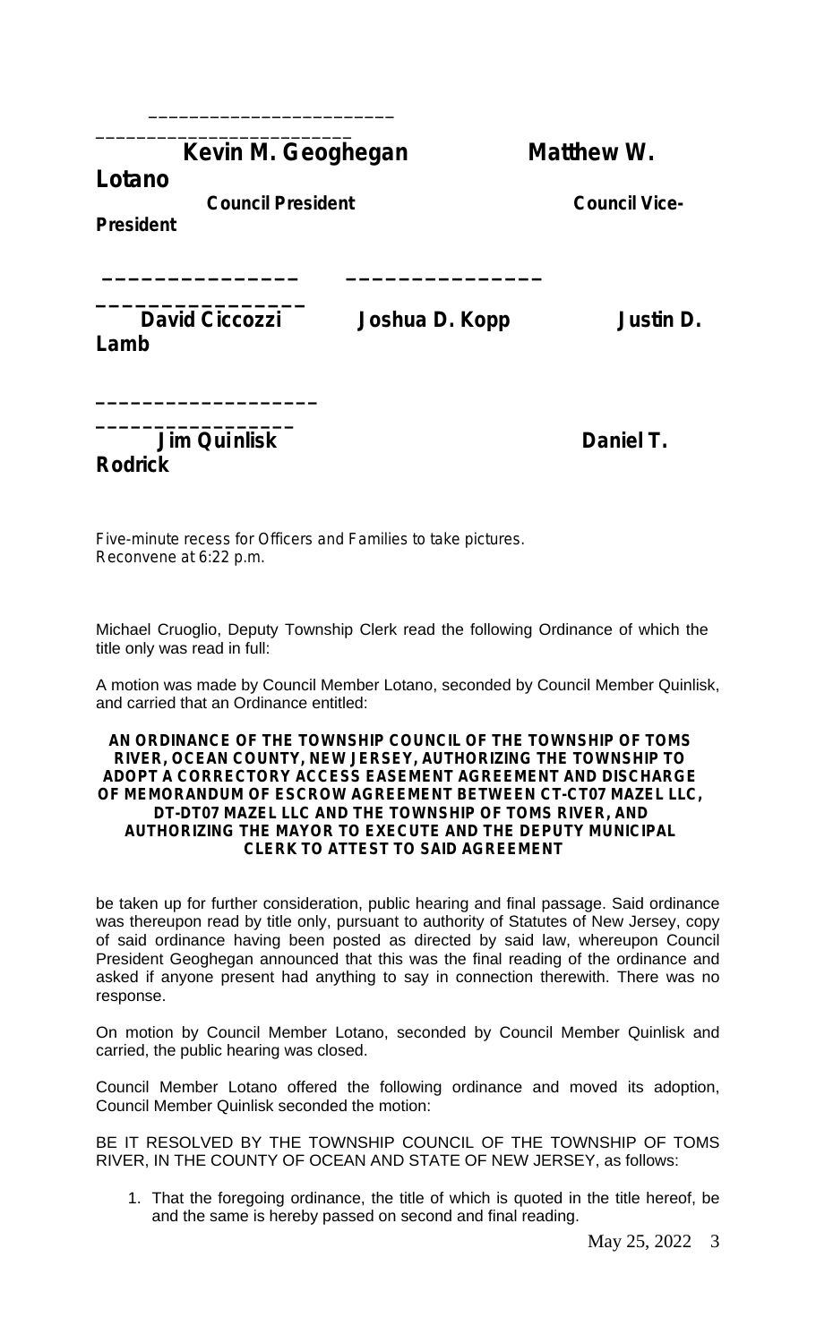\_\_\_\_\_\_\_\_\_\_\_\_\_\_\_\_\_\_\_\_\_\_\_\_ \_\_\_\_\_\_\_\_\_\_\_\_\_\_\_\_\_\_\_\_\_\_\_\_

**Kevin M. Geoghegan** **Matthew W. Lotano**

**Council President** **Council Vice-President**

**\_\_\_\_\_\_\_\_\_\_\_\_\_\_\_\_ \_\_\_\_\_\_\_\_\_\_\_\_\_\_\_\_ \_\_\_\_\_\_\_\_\_\_\_\_\_\_\_\_\_**

**David Ciccozzi** **Joshua D. Kopp** **Justin D. Lamb**

**\_\_\_\_\_\_\_\_\_\_\_\_\_\_\_\_\_\_\_ \_\_\_\_\_\_\_\_\_\_\_\_\_\_\_\_\_**

**Jim Quinlisk** **Daniel T. Rodrick**

*Five-minute recess for Officers and Families to take pictures.*
*Reconvene at 6:22 p.m.*

Michael Cruoglio, Deputy Township Clerk read the following Ordinance of which the title only was read in full:

A motion was made by Council Member Lotano, seconded by Council Member Quinlisk, and carried that an Ordinance entitled:

**AN ORDINANCE OF THE TOWNSHIP COUNCIL OF THE TOWNSHIP OF TOMS RIVER, OCEAN COUNTY, NEW JERSEY, AUTHORIZING THE TOWNSHIP TO ADOPT A CORRECTORY ACCESS EASEMENT AGREEMENT AND DISCHARGE OF MEMORANDUM OF ESCROW AGREEMENT BETWEEN CT-CT07 MAZEL LLC, DT-DT07 MAZEL LLC AND THE TOWNSHIP OF TOMS RIVER, AND AUTHORIZING THE MAYOR TO EXECUTE AND THE DEPUTY MUNICIPAL CLERK TO ATTEST TO SAID AGREEMENT**

be taken up for further consideration, public hearing and final passage. Said ordinance was thereupon read by title only, pursuant to authority of Statutes of New Jersey, copy of said ordinance having been posted as directed by said law, whereupon Council President Geoghegan announced that this was the final reading of the ordinance and asked if anyone present had anything to say in connection therewith. There was no response.

On motion by Council Member Lotano, seconded by Council Member Quinlisk and carried, the public hearing was closed.

Council Member Lotano offered the following ordinance and moved its adoption, Council Member Quinlisk seconded the motion:

BE IT RESOLVED BY THE TOWNSHIP COUNCIL OF THE TOWNSHIP OF TOMS RIVER, IN THE COUNTY OF OCEAN AND STATE OF NEW JERSEY, as follows:

1. That the foregoing ordinance, the title of which is quoted in the title hereof, be and the same is hereby passed on second and final reading.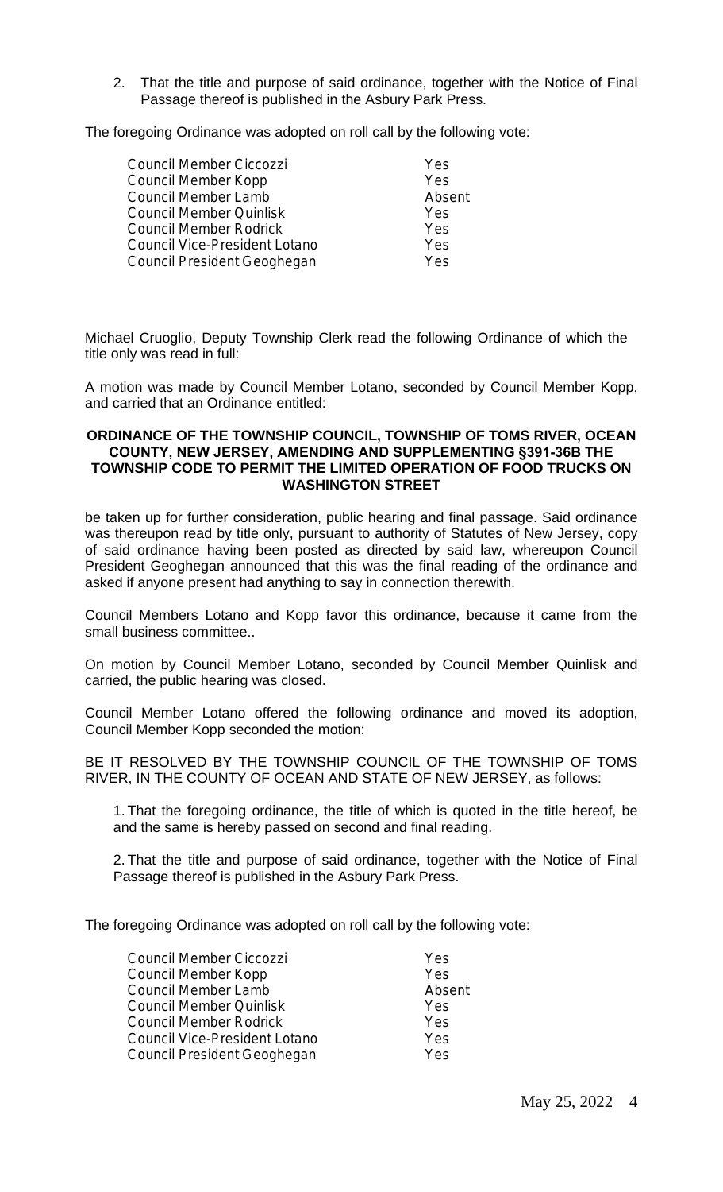2. That the title and purpose of said ordinance, together with the Notice of Final Passage thereof is published in the Asbury Park Press.

The foregoing Ordinance was adopted on roll call by the following vote:

| | |
|---|---|
| Council Member Ciccozzi | Yes |
| Council Member Kopp | Yes |
| Council Member Lamb | Absent |
| Council Member Quinlisk | Yes |
| Council Member Rodrick | Yes |
| Council Vice-President Lotano | Yes |
| Council President Geoghegan | Yes |

Michael Cruoglio, Deputy Township Clerk read the following Ordinance of which the title only was read in full:

A motion was made by Council Member Lotano, seconded by Council Member Kopp, and carried that an Ordinance entitled:

**ORDINANCE OF THE TOWNSHIP COUNCIL, TOWNSHIP OF TOMS RIVER, OCEAN COUNTY, NEW JERSEY, AMENDING AND SUPPLEMENTING §391-36B THE TOWNSHIP CODE TO PERMIT THE LIMITED OPERATION OF FOOD TRUCKS ON WASHINGTON STREET**

be taken up for further consideration, public hearing and final passage. Said ordinance was thereupon read by title only, pursuant to authority of Statutes of New Jersey, copy of said ordinance having been posted as directed by said law, whereupon Council President Geoghegan announced that this was the final reading of the ordinance and asked if anyone present had anything to say in connection therewith.

Council Members Lotano and Kopp favor this ordinance, because it came from the small business committee..

On motion by Council Member Lotano, seconded by Council Member Quinlisk and carried, the public hearing was closed.

Council Member Lotano offered the following ordinance and moved its adoption, Council Member Kopp seconded the motion:

BE IT RESOLVED BY THE TOWNSHIP COUNCIL OF THE TOWNSHIP OF TOMS RIVER, IN THE COUNTY OF OCEAN AND STATE OF NEW JERSEY, as follows:

1. That the foregoing ordinance, the title of which is quoted in the title hereof, be and the same is hereby passed on second and final reading.

2. That the title and purpose of said ordinance, together with the Notice of Final Passage thereof is published in the Asbury Park Press.

The foregoing Ordinance was adopted on roll call by the following vote:

| | |
|---|---|
| Council Member Ciccozzi | Yes |
| Council Member Kopp | Yes |
| Council Member Lamb | Absent |
| Council Member Quinlisk | Yes |
| Council Member Rodrick | Yes |
| Council Vice-President Lotano | Yes |
| Council President Geoghegan | Yes |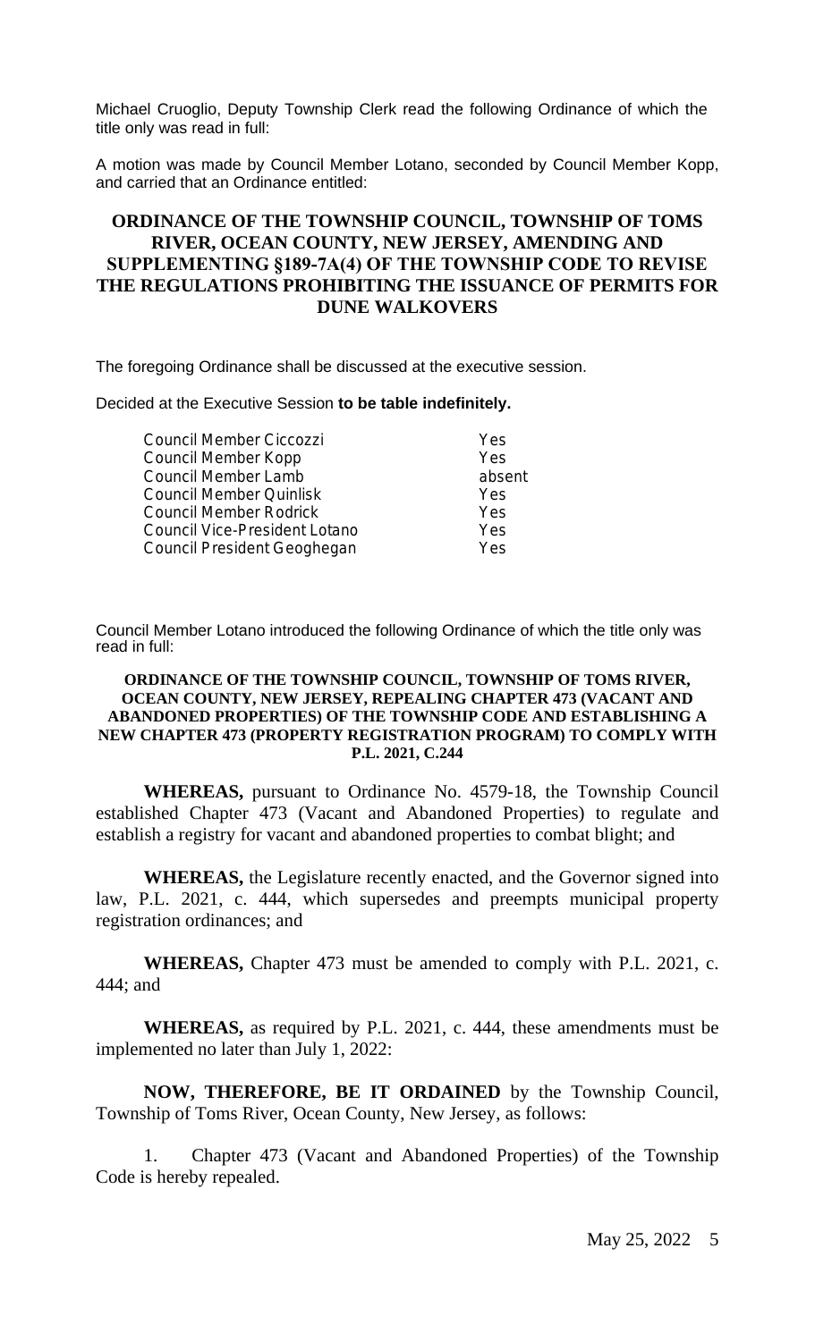Michael Cruoglio, Deputy Township Clerk read the following Ordinance of which the title only was read in full:

A motion was made by Council Member Lotano, seconded by Council Member Kopp, and carried that an Ordinance entitled:

**ORDINANCE OF THE TOWNSHIP COUNCIL, TOWNSHIP OF TOMS RIVER, OCEAN COUNTY, NEW JERSEY, AMENDING AND SUPPLEMENTING §189-7A(4) OF THE TOWNSHIP CODE TO REVISE THE REGULATIONS PROHIBITING THE ISSUANCE OF PERMITS FOR DUNE WALKOVERS**

The foregoing Ordinance shall be discussed at the executive session.

Decided at the Executive Session **to be table indefinitely.**

| | |
|---|---|
| Council Member Ciccozzi | Yes |
| Council Member Kopp | Yes |
| Council Member Lamb | absent |
| Council Member Quinlisk | Yes |
| Council Member Rodrick | Yes |
| Council Vice-President Lotano | Yes |
| Council President Geoghegan | Yes |

Council Member Lotano introduced the following Ordinance of which the title only was read in full:

**ORDINANCE OF THE TOWNSHIP COUNCIL, TOWNSHIP OF TOMS RIVER, OCEAN COUNTY, NEW JERSEY, REPEALING CHAPTER 473 (VACANT AND ABANDONED PROPERTIES) OF THE TOWNSHIP CODE AND ESTABLISHING A NEW CHAPTER 473 (PROPERTY REGISTRATION PROGRAM) TO COMPLY WITH P.L. 2021, C.244**

**WHEREAS,** pursuant to Ordinance No. 4579-18, the Township Council established Chapter 473 (Vacant and Abandoned Properties) to regulate and establish a registry for vacant and abandoned properties to combat blight; and

**WHEREAS,** the Legislature recently enacted, and the Governor signed into law, P.L. 2021, c. 444, which supersedes and preempts municipal property registration ordinances; and

**WHEREAS,** Chapter 473 must be amended to comply with P.L. 2021, c. 444; and

**WHEREAS,** as required by P.L. 2021, c. 444, these amendments must be implemented no later than July 1, 2022:

**NOW, THEREFORE, BE IT ORDAINED** by the Township Council, Township of Toms River, Ocean County, New Jersey, as follows:

1. Chapter 473 (Vacant and Abandoned Properties) of the Township Code is hereby repealed.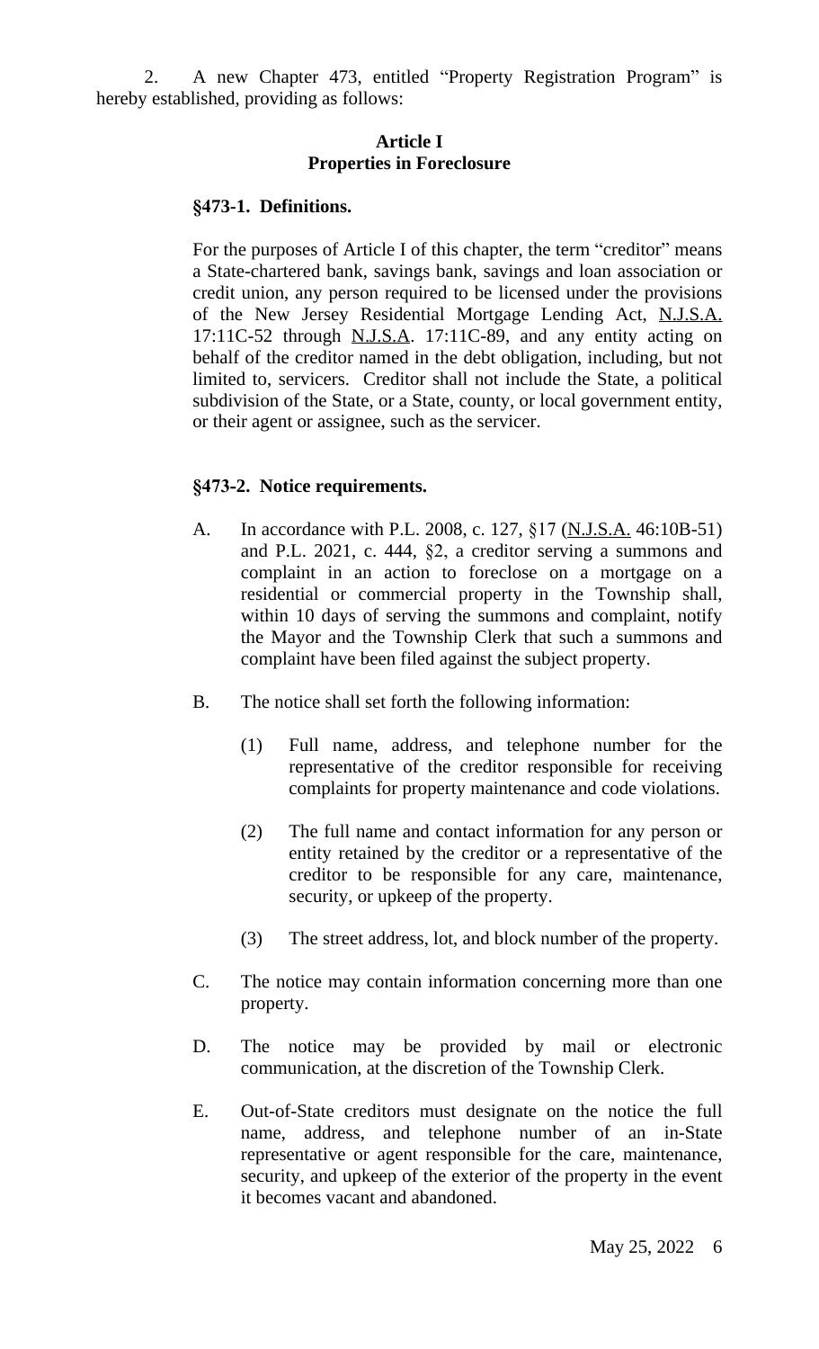2. A new Chapter 473, entitled "Property Registration Program" is hereby established, providing as follows:

**Article I**
**Properties in Foreclosure**

**§473-1. Definitions.**

For the purposes of Article I of this chapter, the term "creditor" means a State-chartered bank, savings bank, savings and loan association or credit union, any person required to be licensed under the provisions of the New Jersey Residential Mortgage Lending Act, N.J.S.A. 17:11C-52 through N.J.S.A. 17:11C-89, and any entity acting on behalf of the creditor named in the debt obligation, including, but not limited to, servicers. Creditor shall not include the State, a political subdivision of the State, or a State, county, or local government entity, or their agent or assignee, such as the servicer.

**§473-2. Notice requirements.**

A. In accordance with P.L. 2008, c. 127, §17 (N.J.S.A. 46:10B-51) and P.L. 2021, c. 444, §2, a creditor serving a summons and complaint in an action to foreclose on a mortgage on a residential or commercial property in the Township shall, within 10 days of serving the summons and complaint, notify the Mayor and the Township Clerk that such a summons and complaint have been filed against the subject property.

B. The notice shall set forth the following information:

   (1) Full name, address, and telephone number for the representative of the creditor responsible for receiving complaints for property maintenance and code violations.

   (2) The full name and contact information for any person or entity retained by the creditor or a representative of the creditor to be responsible for any care, maintenance, security, or upkeep of the property.

   (3) The street address, lot, and block number of the property.

C. The notice may contain information concerning more than one property.

D. The notice may be provided by mail or electronic communication, at the discretion of the Township Clerk.

E. Out-of-State creditors must designate on the notice the full name, address, and telephone number of an in-State representative or agent responsible for the care, maintenance, security, and upkeep of the exterior of the property in the event it becomes vacant and abandoned.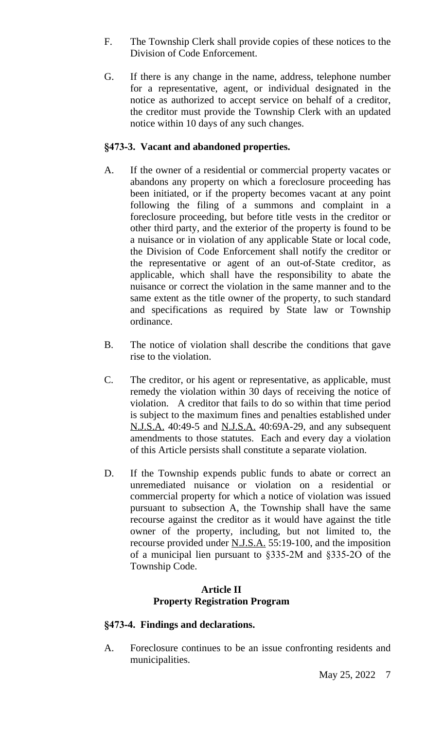F. The Township Clerk shall provide copies of these notices to the Division of Code Enforcement.

G. If there is any change in the name, address, telephone number for a representative, agent, or individual designated in the notice as authorized to accept service on behalf of a creditor, the creditor must provide the Township Clerk with an updated notice within 10 days of any such changes.

**§473-3. Vacant and abandoned properties.**

A. If the owner of a residential or commercial property vacates or abandons any property on which a foreclosure proceeding has been initiated, or if the property becomes vacant at any point following the filing of a summons and complaint in a foreclosure proceeding, but before title vests in the creditor or other third party, and the exterior of the property is found to be a nuisance or in violation of any applicable State or local code, the Division of Code Enforcement shall notify the creditor or the representative or agent of an out-of-State creditor, as applicable, which shall have the responsibility to abate the nuisance or correct the violation in the same manner and to the same extent as the title owner of the property, to such standard and specifications as required by State law or Township ordinance.

B. The notice of violation shall describe the conditions that gave rise to the violation.

C. The creditor, or his agent or representative, as applicable, must remedy the violation within 30 days of receiving the notice of violation. A creditor that fails to do so within that time period is subject to the maximum fines and penalties established under N.J.S.A. 40:49-5 and N.J.S.A. 40:69A-29, and any subsequent amendments to those statutes. Each and every day a violation of this Article persists shall constitute a separate violation.

D. If the Township expends public funds to abate or correct an unremediated nuisance or violation on a residential or commercial property for which a notice of violation was issued pursuant to subsection A, the Township shall have the same recourse against the creditor as it would have against the title owner of the property, including, but not limited to, the recourse provided under N.J.S.A. 55:19-100, and the imposition of a municipal lien pursuant to §335-2M and §335-2O of the Township Code.

## Article II
## Property Registration Program

**§473-4. Findings and declarations.**

A. Foreclosure continues to be an issue confronting residents and municipalities.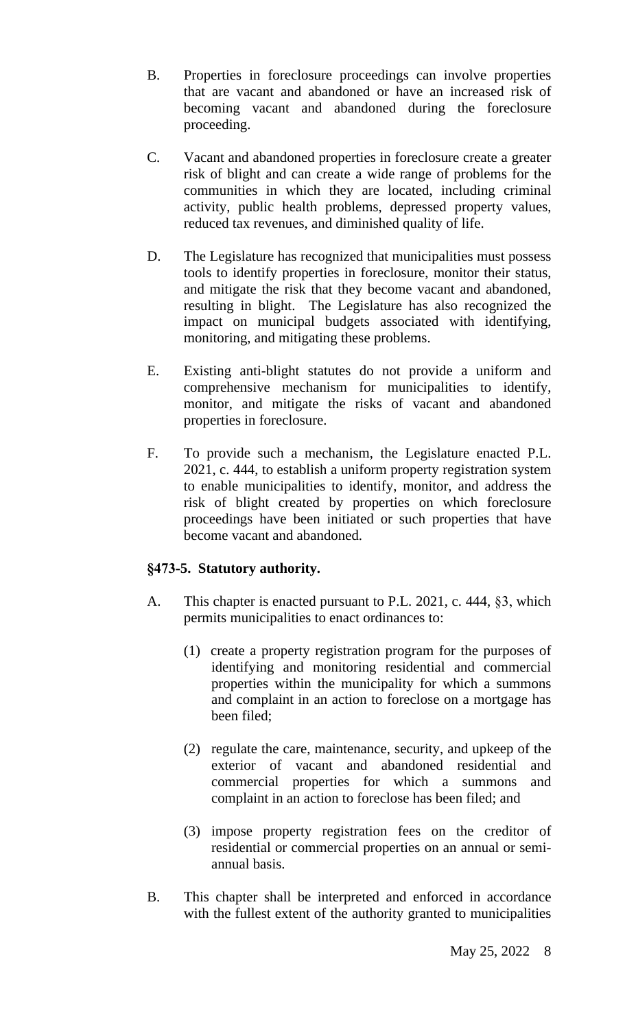B. Properties in foreclosure proceedings can involve properties that are vacant and abandoned or have an increased risk of becoming vacant and abandoned during the foreclosure proceeding.

C. Vacant and abandoned properties in foreclosure create a greater risk of blight and can create a wide range of problems for the communities in which they are located, including criminal activity, public health problems, depressed property values, reduced tax revenues, and diminished quality of life.

D. The Legislature has recognized that municipalities must possess tools to identify properties in foreclosure, monitor their status, and mitigate the risk that they become vacant and abandoned, resulting in blight. The Legislature has also recognized the impact on municipal budgets associated with identifying, monitoring, and mitigating these problems.

E. Existing anti-blight statutes do not provide a uniform and comprehensive mechanism for municipalities to identify, monitor, and mitigate the risks of vacant and abandoned properties in foreclosure.

F. To provide such a mechanism, the Legislature enacted P.L. 2021, c. 444, to establish a uniform property registration system to enable municipalities to identify, monitor, and address the risk of blight created by properties on which foreclosure proceedings have been initiated or such properties that have become vacant and abandoned.

**§473-5. Statutory authority.**

A. This chapter is enacted pursuant to P.L. 2021, c. 444, §3, which permits municipalities to enact ordinances to:

(1) create a property registration program for the purposes of identifying and monitoring residential and commercial properties within the municipality for which a summons and complaint in an action to foreclose on a mortgage has been filed;

(2) regulate the care, maintenance, security, and upkeep of the exterior of vacant and abandoned residential and commercial properties for which a summons and complaint in an action to foreclose has been filed; and

(3) impose property registration fees on the creditor of residential or commercial properties on an annual or semi-annual basis.

B. This chapter shall be interpreted and enforced in accordance with the fullest extent of the authority granted to municipalities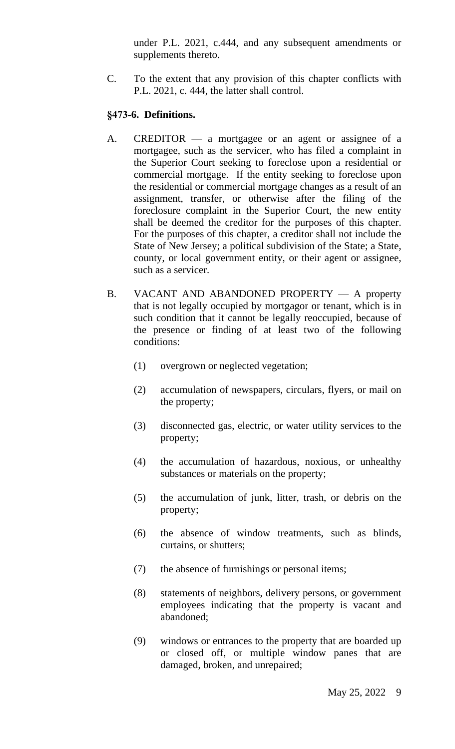under P.L. 2021, c.444, and any subsequent amendments or supplements thereto.

C. To the extent that any provision of this chapter conflicts with P.L. 2021, c. 444, the latter shall control.

**§473-6. Definitions.**

A. CREDITOR — a mortgagee or an agent or assignee of a mortgagee, such as the servicer, who has filed a complaint in the Superior Court seeking to foreclose upon a residential or commercial mortgage. If the entity seeking to foreclose upon the residential or commercial mortgage changes as a result of an assignment, transfer, or otherwise after the filing of the foreclosure complaint in the Superior Court, the new entity shall be deemed the creditor for the purposes of this chapter. For the purposes of this chapter, a creditor shall not include the State of New Jersey; a political subdivision of the State; a State, county, or local government entity, or their agent or assignee, such as a servicer.

B. VACANT AND ABANDONED PROPERTY — A property that is not legally occupied by mortgagor or tenant, which is in such condition that it cannot be legally reoccupied, because of the presence or finding of at least two of the following conditions:

   (1) overgrown or neglected vegetation;

   (2) accumulation of newspapers, circulars, flyers, or mail on the property;

   (3) disconnected gas, electric, or water utility services to the property;

   (4) the accumulation of hazardous, noxious, or unhealthy substances or materials on the property;

   (5) the accumulation of junk, litter, trash, or debris on the property;

   (6) the absence of window treatments, such as blinds, curtains, or shutters;

   (7) the absence of furnishings or personal items;

   (8) statements of neighbors, delivery persons, or government employees indicating that the property is vacant and abandoned;

   (9) windows or entrances to the property that are boarded up or closed off, or multiple window panes that are damaged, broken, and unrepaired;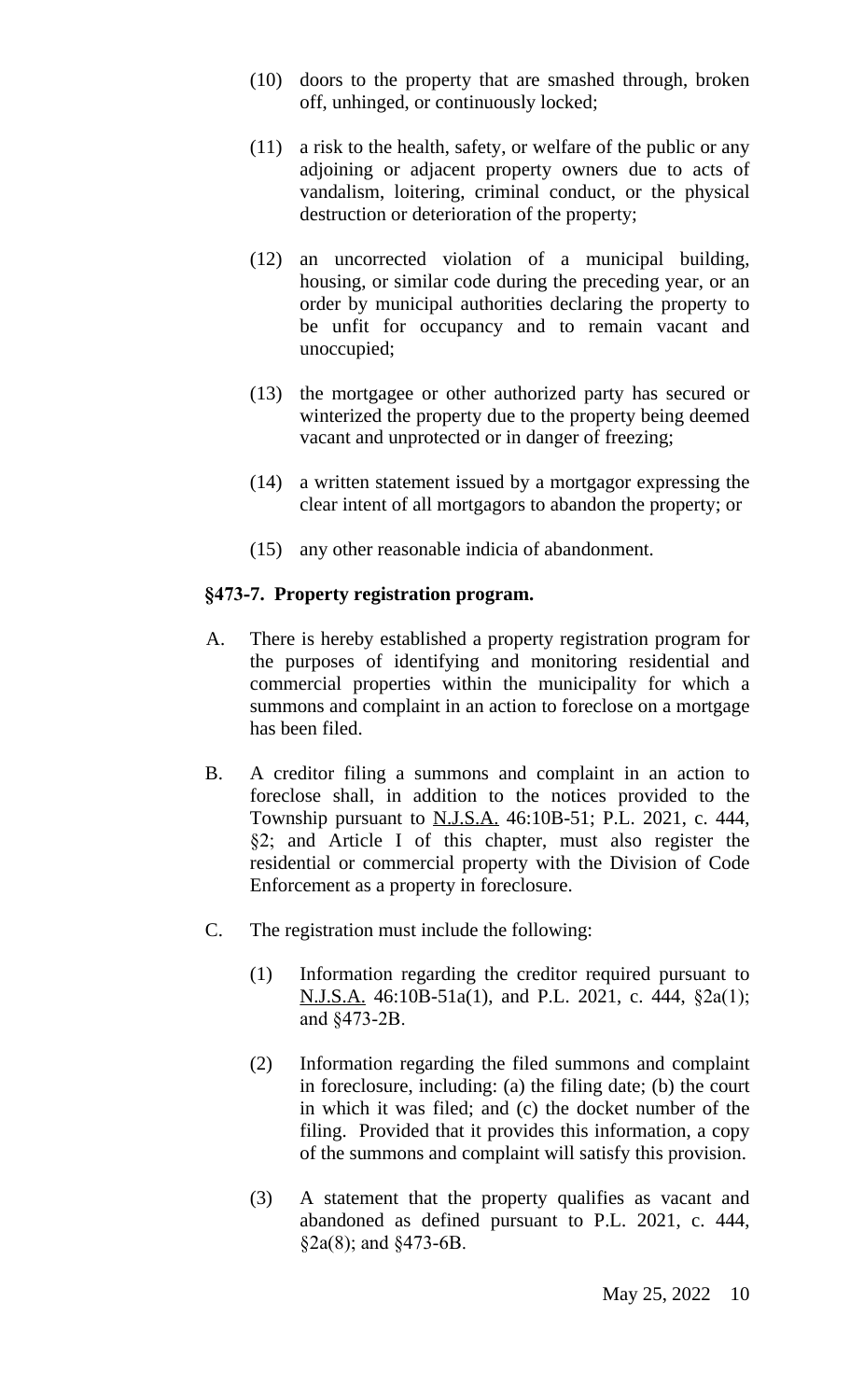(10) doors to the property that are smashed through, broken off, unhinged, or continuously locked;

(11) a risk to the health, safety, or welfare of the public or any adjoining or adjacent property owners due to acts of vandalism, loitering, criminal conduct, or the physical destruction or deterioration of the property;

(12) an uncorrected violation of a municipal building, housing, or similar code during the preceding year, or an order by municipal authorities declaring the property to be unfit for occupancy and to remain vacant and unoccupied;

(13) the mortgagee or other authorized party has secured or winterized the property due to the property being deemed vacant and unprotected or in danger of freezing;

(14) a written statement issued by a mortgagor expressing the clear intent of all mortgagors to abandon the property; or

(15) any other reasonable indicia of abandonment.

**§473-7. Property registration program.**

A. There is hereby established a property registration program for the purposes of identifying and monitoring residential and commercial properties within the municipality for which a summons and complaint in an action to foreclose on a mortgage has been filed.

B. A creditor filing a summons and complaint in an action to foreclose shall, in addition to the notices provided to the Township pursuant to N.J.S.A. 46:10B-51; P.L. 2021, c. 444, §2; and Article I of this chapter, must also register the residential or commercial property with the Division of Code Enforcement as a property in foreclosure.

C. The registration must include the following:

(1) Information regarding the creditor required pursuant to N.J.S.A. 46:10B-51a(1), and P.L. 2021, c. 444, §2a(1); and §473-2B.

(2) Information regarding the filed summons and complaint in foreclosure, including: (a) the filing date; (b) the court in which it was filed; and (c) the docket number of the filing. Provided that it provides this information, a copy of the summons and complaint will satisfy this provision.

(3) A statement that the property qualifies as vacant and abandoned as defined pursuant to P.L. 2021, c. 444, §2a(8); and §473-6B.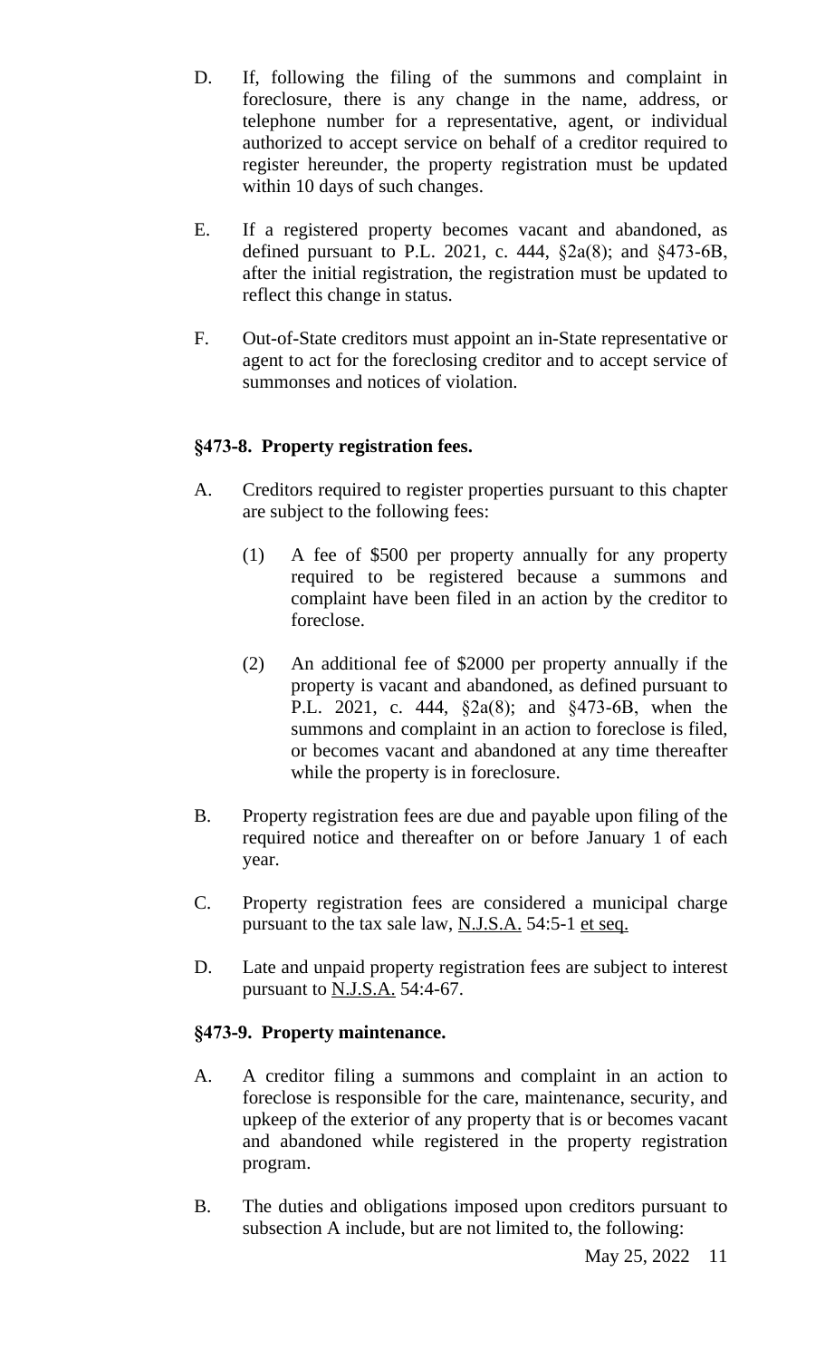D. If, following the filing of the summons and complaint in foreclosure, there is any change in the name, address, or telephone number for a representative, agent, or individual authorized to accept service on behalf of a creditor required to register hereunder, the property registration must be updated within 10 days of such changes.

E. If a registered property becomes vacant and abandoned, as defined pursuant to P.L. 2021, c. 444, §2a(8); and §473-6B, after the initial registration, the registration must be updated to reflect this change in status.

F. Out-of-State creditors must appoint an in-State representative or agent to act for the foreclosing creditor and to accept service of summonses and notices of violation.

### §473-8. Property registration fees.

A. Creditors required to register properties pursuant to this chapter are subject to the following fees:

   (1) A fee of $500 per property annually for any property required to be registered because a summons and complaint have been filed in an action by the creditor to foreclose.

   (2) An additional fee of $2000 per property annually if the property is vacant and abandoned, as defined pursuant to P.L. 2021, c. 444, §2a(8); and §473-6B, when the summons and complaint in an action to foreclose is filed, or becomes vacant and abandoned at any time thereafter while the property is in foreclosure.

B. Property registration fees are due and payable upon filing of the required notice and thereafter on or before January 1 of each year.

C. Property registration fees are considered a municipal charge pursuant to the tax sale law, N.J.S.A. 54:5-1 et seq.

D. Late and unpaid property registration fees are subject to interest pursuant to N.J.S.A. 54:4-67.

### §473-9. Property maintenance.

A. A creditor filing a summons and complaint in an action to foreclose is responsible for the care, maintenance, security, and upkeep of the exterior of any property that is or becomes vacant and abandoned while registered in the property registration program.

B. The duties and obligations imposed upon creditors pursuant to subsection A include, but are not limited to, the following: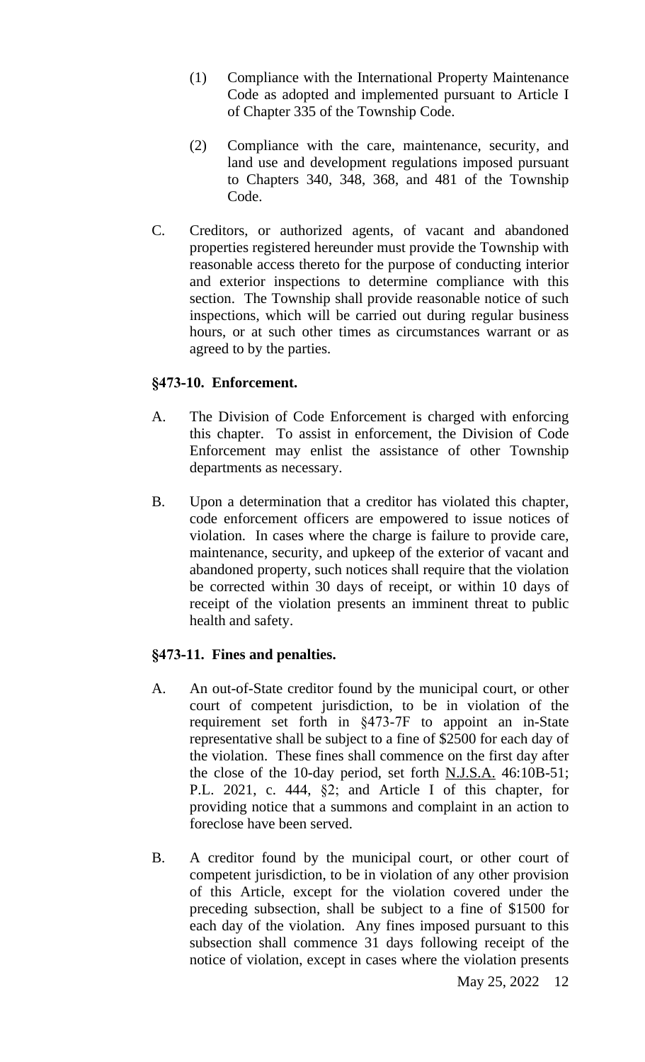(1) Compliance with the International Property Maintenance Code as adopted and implemented pursuant to Article I of Chapter 335 of the Township Code.

(2) Compliance with the care, maintenance, security, and land use and development regulations imposed pursuant to Chapters 340, 348, 368, and 481 of the Township Code.

C. Creditors, or authorized agents, of vacant and abandoned properties registered hereunder must provide the Township with reasonable access thereto for the purpose of conducting interior and exterior inspections to determine compliance with this section. The Township shall provide reasonable notice of such inspections, which will be carried out during regular business hours, or at such other times as circumstances warrant or as agreed to by the parties.

**§473-10. Enforcement.**

A. The Division of Code Enforcement is charged with enforcing this chapter. To assist in enforcement, the Division of Code Enforcement may enlist the assistance of other Township departments as necessary.

B. Upon a determination that a creditor has violated this chapter, code enforcement officers are empowered to issue notices of violation. In cases where the charge is failure to provide care, maintenance, security, and upkeep of the exterior of vacant and abandoned property, such notices shall require that the violation be corrected within 30 days of receipt, or within 10 days of receipt of the violation presents an imminent threat to public health and safety.

**§473-11. Fines and penalties.**

A. An out-of-State creditor found by the municipal court, or other court of competent jurisdiction, to be in violation of the requirement set forth in §473-7F to appoint an in-State representative shall be subject to a fine of $2500 for each day of the violation. These fines shall commence on the first day after the close of the 10-day period, set forth N.J.S.A. 46:10B-51; P.L. 2021, c. 444, §2; and Article I of this chapter, for providing notice that a summons and complaint in an action to foreclose have been served.

B. A creditor found by the municipal court, or other court of competent jurisdiction, to be in violation of any other provision of this Article, except for the violation covered under the preceding subsection, shall be subject to a fine of $1500 for each day of the violation. Any fines imposed pursuant to this subsection shall commence 31 days following receipt of the notice of violation, except in cases where the violation presents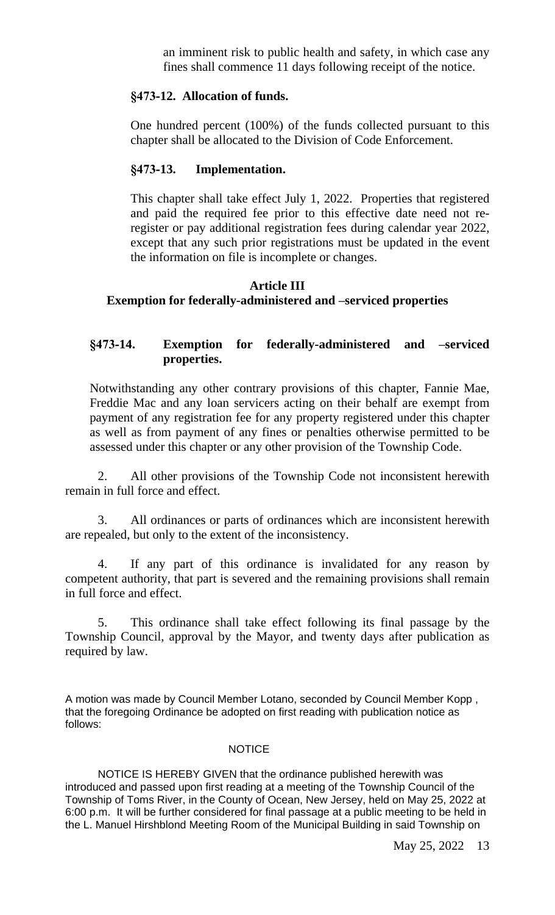an imminent risk to public health and safety, in which case any fines shall commence 11 days following receipt of the notice.

**§473-12. Allocation of funds.**

One hundred percent (100%) of the funds collected pursuant to this chapter shall be allocated to the Division of Code Enforcement.

**§473-13. Implementation.**

This chapter shall take effect July 1, 2022. Properties that registered and paid the required fee prior to this effective date need not re-register or pay additional registration fees during calendar year 2022, except that any such prior registrations must be updated in the event the information on file is incomplete or changes.

**Article III**
**Exemption for federally-administered and –serviced properties**

**§473-14. Exemption for federally-administered and –serviced properties.**

Notwithstanding any other contrary provisions of this chapter, Fannie Mae, Freddie Mac and any loan servicers acting on their behalf are exempt from payment of any registration fee for any property registered under this chapter as well as from payment of any fines or penalties otherwise permitted to be assessed under this chapter or any other provision of the Township Code.

2. All other provisions of the Township Code not inconsistent herewith remain in full force and effect.

3. All ordinances or parts of ordinances which are inconsistent herewith are repealed, but only to the extent of the inconsistency.

4. If any part of this ordinance is invalidated for any reason by competent authority, that part is severed and the remaining provisions shall remain in full force and effect.

5. This ordinance shall take effect following its final passage by the Township Council, approval by the Mayor, and twenty days after publication as required by law.

A motion was made by Council Member Lotano, seconded by Council Member Kopp , that the foregoing Ordinance be adopted on first reading with publication notice as follows:

NOTICE

NOTICE IS HEREBY GIVEN that the ordinance published herewith was introduced and passed upon first reading at a meeting of the Township Council of the Township of Toms River, in the County of Ocean, New Jersey, held on May 25, 2022 at 6:00 p.m. It will be further considered for final passage at a public meeting to be held in the L. Manuel Hirshblond Meeting Room of the Municipal Building in said Township on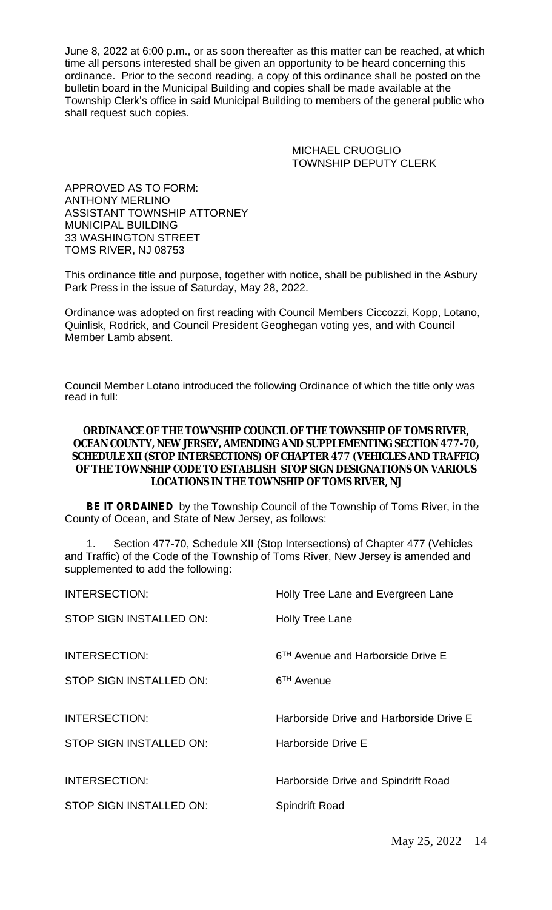June 8, 2022 at 6:00 p.m., or as soon thereafter as this matter can be reached, at which time all persons interested shall be given an opportunity to be heard concerning this ordinance. Prior to the second reading, a copy of this ordinance shall be posted on the bulletin board in the Municipal Building and copies shall be made available at the Township Clerk's office in said Municipal Building to members of the general public who shall request such copies.

MICHAEL CRUOGLIO
TOWNSHIP DEPUTY CLERK

APPROVED AS TO FORM:
ANTHONY MERLINO
ASSISTANT TOWNSHIP ATTORNEY
MUNICIPAL BUILDING
33 WASHINGTON STREET
TOMS RIVER, NJ 08753

This ordinance title and purpose, together with notice, shall be published in the Asbury Park Press in the issue of Saturday, May 28, 2022.

Ordinance was adopted on first reading with Council Members Ciccozzi, Kopp, Lotano, Quinlisk, Rodrick, and Council President Geoghegan voting yes, and with Council Member Lamb absent.

Council Member Lotano introduced the following Ordinance of which the title only was read in full:

**ORDINANCE OF THE TOWNSHIP COUNCIL OF THE TOWNSHIP OF TOMS RIVER, OCEAN COUNTY, NEW JERSEY, AMENDING AND SUPPLEMENTING SECTION 477-70, SCHEDULE XII (STOP INTERSECTIONS) OF CHAPTER 477 (VEHICLES AND TRAFFIC) OF THE TOWNSHIP CODE TO ESTABLISH STOP SIGN DESIGNATIONS ON VARIOUS LOCATIONS IN THE TOWNSHIP OF TOMS RIVER, NJ**

**BE IT ORDAINED** by the Township Council of the Township of Toms River, in the County of Ocean, and State of New Jersey, as follows:

1. Section 477-70, Schedule XII (Stop Intersections) of Chapter 477 (Vehicles and Traffic) of the Code of the Township of Toms River, New Jersey is amended and supplemented to add the following:

INTERSECTION: Holly Tree Lane and Evergreen Lane
STOP SIGN INSTALLED ON: Holly Tree Lane

INTERSECTION: 6TH Avenue and Harborside Drive E
STOP SIGN INSTALLED ON: 6TH Avenue

INTERSECTION: Harborside Drive and Harborside Drive E
STOP SIGN INSTALLED ON: Harborside Drive E

INTERSECTION: Harborside Drive and Spindrift Road
STOP SIGN INSTALLED ON: Spindrift Road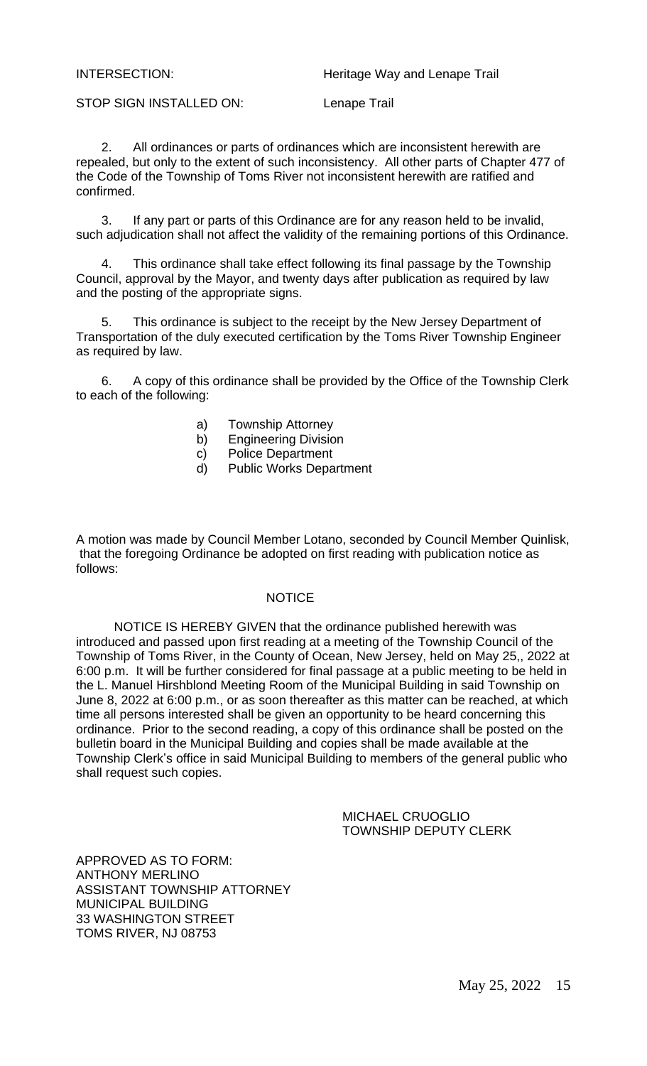INTERSECTION: Heritage Way and Lenape Trail

STOP SIGN INSTALLED ON: Lenape Trail

2. All ordinances or parts of ordinances which are inconsistent herewith are repealed, but only to the extent of such inconsistency. All other parts of Chapter 477 of the Code of the Township of Toms River not inconsistent herewith are ratified and confirmed.

3. If any part or parts of this Ordinance are for any reason held to be invalid, such adjudication shall not affect the validity of the remaining portions of this Ordinance.

4. This ordinance shall take effect following its final passage by the Township Council, approval by the Mayor, and twenty days after publication as required by law and the posting of the appropriate signs.

5. This ordinance is subject to the receipt by the New Jersey Department of Transportation of the duly executed certification by the Toms River Township Engineer as required by law.

6. A copy of this ordinance shall be provided by the Office of the Township Clerk to each of the following:

a) Township Attorney
b) Engineering Division
c) Police Department
d) Public Works Department

A motion was made by Council Member Lotano, seconded by Council Member Quinlisk, that the foregoing Ordinance be adopted on first reading with publication notice as follows:

NOTICE

NOTICE IS HEREBY GIVEN that the ordinance published herewith was introduced and passed upon first reading at a meeting of the Township Council of the Township of Toms River, in the County of Ocean, New Jersey, held on May 25,, 2022 at 6:00 p.m. It will be further considered for final passage at a public meeting to be held in the L. Manuel Hirshblond Meeting Room of the Municipal Building in said Township on June 8, 2022 at 6:00 p.m., or as soon thereafter as this matter can be reached, at which time all persons interested shall be given an opportunity to be heard concerning this ordinance. Prior to the second reading, a copy of this ordinance shall be posted on the bulletin board in the Municipal Building and copies shall be made available at the Township Clerk's office in said Municipal Building to members of the general public who shall request such copies.

MICHAEL CRUOGLIO
TOWNSHIP DEPUTY CLERK

APPROVED AS TO FORM:
ANTHONY MERLINO
ASSISTANT TOWNSHIP ATTORNEY
MUNICIPAL BUILDING
33 WASHINGTON STREET
TOMS RIVER, NJ 08753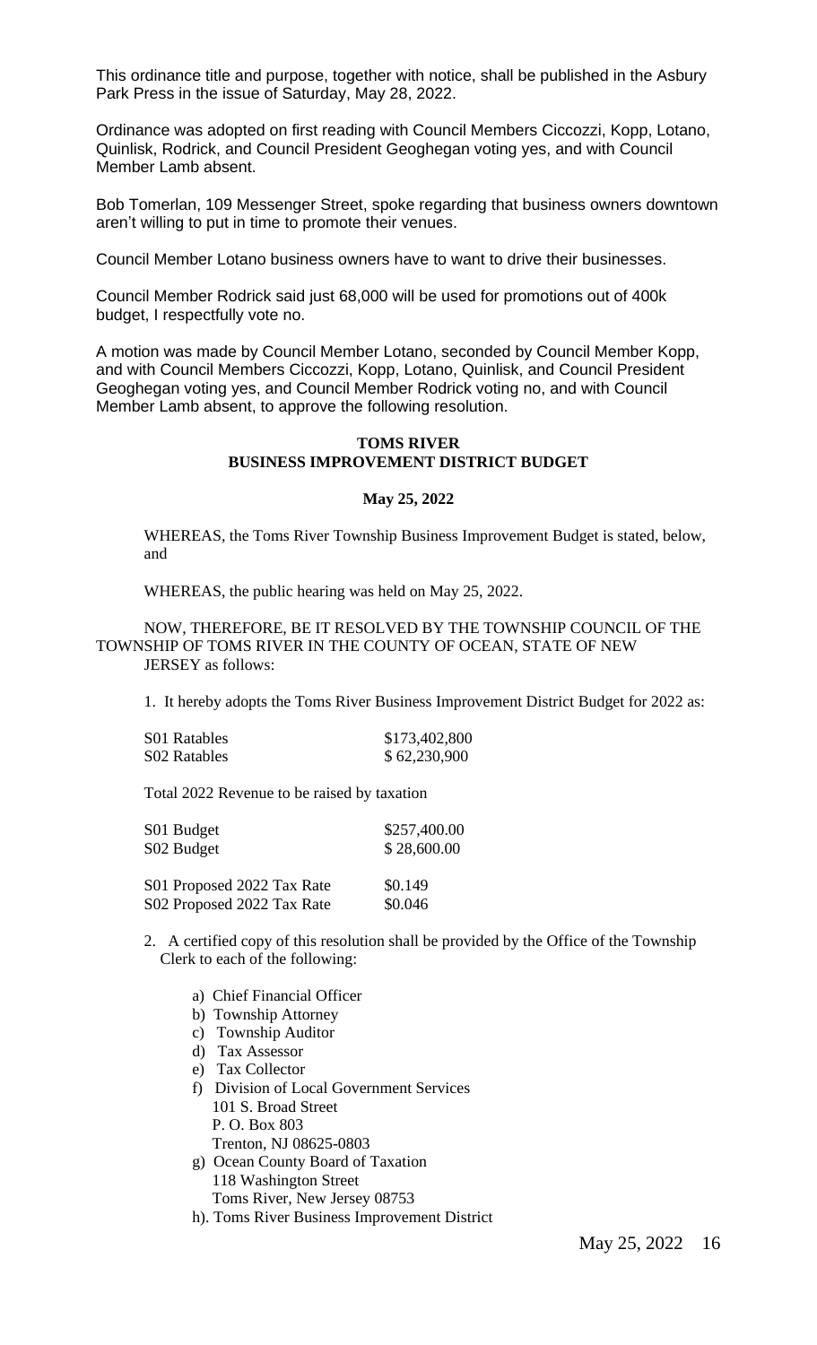This ordinance title and purpose, together with notice, shall be published in the Asbury Park Press in the issue of Saturday, May 28, 2022.

Ordinance was adopted on first reading with Council Members Ciccozzi, Kopp, Lotano, Quinlisk, Rodrick, and Council President Geoghegan voting yes, and with Council Member Lamb absent.

Bob Tomerlan, 109 Messenger Street, spoke regarding that business owners downtown aren't willing to put in time to promote their venues.

Council Member Lotano business owners have to want to drive their businesses.

Council Member Rodrick said just 68,000 will be used for promotions out of 400k budget, I respectfully vote no.

A motion was made by Council Member Lotano, seconded by Council Member Kopp, and with Council Members Ciccozzi, Kopp, Lotano, Quinlisk, and Council President Geoghegan voting yes, and Council Member Rodrick voting no, and with Council Member Lamb absent, to approve the following resolution.

**TOMS RIVER**
**BUSINESS IMPROVEMENT DISTRICT BUDGET**

**May 25, 2022**

WHEREAS, the Toms River Township Business Improvement Budget is stated, below, and

WHEREAS, the public hearing was held on May 25, 2022.

NOW, THEREFORE, BE IT RESOLVED BY THE TOWNSHIP COUNCIL OF THE TOWNSHIP OF TOMS RIVER IN THE COUNTY OF OCEAN, STATE OF NEW JERSEY as follows:

1. It hereby adopts the Toms River Business Improvement District Budget for 2022 as:

| | |
|---|---|
| S01 Ratables | $173,402,800 |
| S02 Ratables | $ 62,230,900 |

Total 2022 Revenue to be raised by taxation

| | |
|---|---|
| S01 Budget | $257,400.00 |
| S02 Budget | $ 28,600.00 |
| S01 Proposed 2022 Tax Rate | $0.149 |
| S02 Proposed 2022 Tax Rate | $0.046 |

2. A certified copy of this resolution shall be provided by the Office of the Township Clerk to each of the following:

   a) Chief Financial Officer
   b) Township Attorney
   c) Township Auditor
   d) Tax Assessor
   e) Tax Collector
   f) Division of Local Government Services
      101 S. Broad Street
      P. O. Box 803
      Trenton, NJ 08625-0803
   g) Ocean County Board of Taxation
      118 Washington Street
      Toms River, New Jersey 08753
   h). Toms River Business Improvement District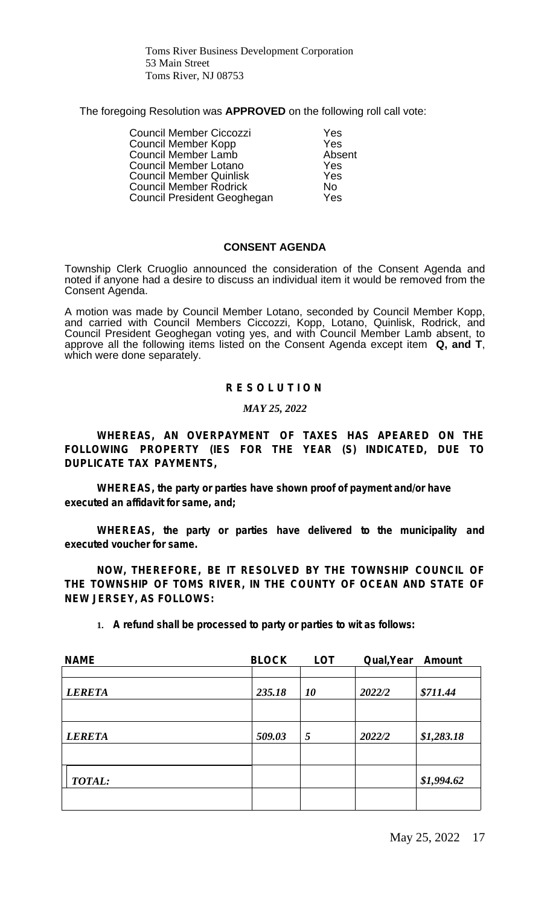Toms River Business Development Corporation
53 Main Street
Toms River, NJ 08753

The foregoing Resolution was **APPROVED** on the following roll call vote:

| | |
|---|---|
| Council Member Ciccozzi | Yes |
| Council Member Kopp | Yes |
| Council Member Lamb | Absent |
| Council Member Lotano | Yes |
| Council Member Quinlisk | Yes |
| Council Member Rodrick | No |
| Council President Geoghegan | Yes |

## CONSENT AGENDA

Township Clerk Cruoglio announced the consideration of the Consent Agenda and noted if anyone had a desire to discuss an individual item it would be removed from the Consent Agenda.

A motion was made by Council Member Lotano, seconded by Council Member Kopp, and carried with Council Members Ciccozzi, Kopp, Lotano, Quinlisk, Rodrick, and Council President Geoghegan voting yes, and with Council Member Lamb absent, to approve all the following items listed on the Consent Agenda except item **Q, and T**, which were done separately.

## R E S O L U T I O N

*MAY 25, 2022*

**WHEREAS, AN OVERPAYMENT OF TAXES HAS APEARED ON THE FOLLOWING PROPERTY (IES FOR THE YEAR (S) INDICATED, DUE TO DUPLICATE TAX PAYMENTS,**

**WHEREAS, the party or parties have shown proof of payment and/or have executed an affidavit for same, and;**

**WHEREAS, the party or parties have delivered to the municipality and executed voucher for same.**

**NOW, THEREFORE, BE IT RESOLVED BY THE TOWNSHIP COUNCIL OF THE TOWNSHIP OF TOMS RIVER, IN THE COUNTY OF OCEAN AND STATE OF NEW JERSEY, AS FOLLOWS:**

1. **A refund shall be processed to party or parties to wit as follows:**

| NAME | BLOCK | LOT | Qual,Year | Amount |
|---|---|---|---|---|
| *LERETA* | *235.18* | *10* | *2022/2* | *$711.44* |
| *LERETA* | *509.03* | *5* | *2022/2* | *$1,283.18* |
| *TOTAL:* | | | | *$1,994.62* |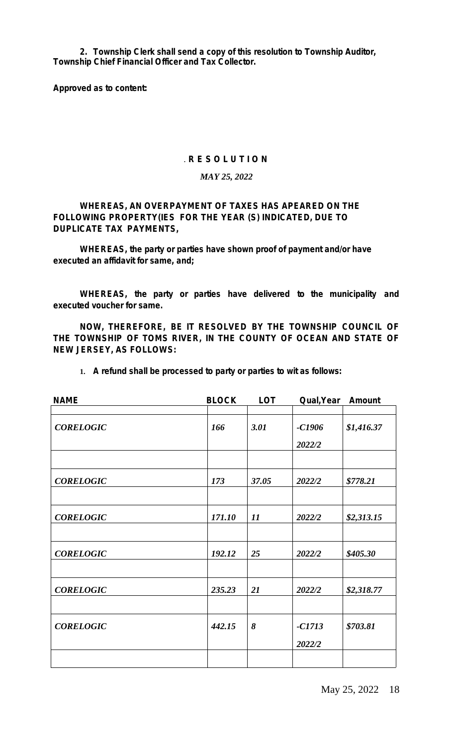**2. Township Clerk shall send a copy of this resolution to Township Auditor, Township Chief Financial Officer and Tax Collector.**

**Approved as to content:**

. **R E S O L U T I O N**

***MAY 25, 2022***

**WHEREAS, AN OVERPAYMENT OF TAXES HAS APEARED ON THE FOLLOWING PROPERTY(IES FOR THE YEAR (S) INDICATED, DUE TO DUPLICATE TAX PAYMENTS,**

**WHEREAS, the party or parties have shown proof of payment and/or have executed an affidavit for same, and;**

**WHEREAS, the party or parties have delivered to the municipality and executed voucher for same.**

**NOW, THEREFORE, BE IT RESOLVED BY THE TOWNSHIP COUNCIL OF THE TOWNSHIP OF TOMS RIVER, IN THE COUNTY OF OCEAN AND STATE OF NEW JERSEY, AS FOLLOWS:**

1. **A refund shall be processed to party or parties to wit as follows:**

| NAME | BLOCK | LOT | Qual,Year | Amount |
|---|---|---|---|---|
| ***CORELOGIC*** | ***166*** | ***3.01*** | ***-C1906 2022/2*** | ***$1,416.37*** |
| | | | | |
| ***CORELOGIC*** | ***173*** | ***37.05*** | ***2022/2*** | ***$778.21*** |
| | | | | |
| ***CORELOGIC*** | ***171.10*** | ***11*** | ***2022/2*** | ***$2,313.15*** |
| | | | | |
| ***CORELOGIC*** | ***192.12*** | ***25*** | ***2022/2*** | ***$405.30*** |
| | | | | |
| ***CORELOGIC*** | ***235.23*** | ***21*** | ***2022/2*** | ***$2,318.77*** |
| | | | | |
| ***CORELOGIC*** | ***442.15*** | ***8*** | ***-C1713 2022/2*** | ***$703.81*** |
| | | | | |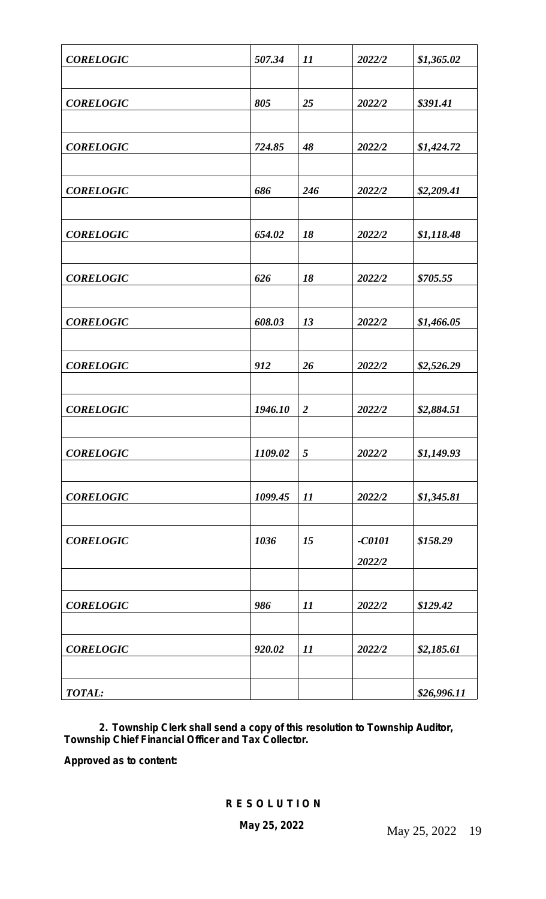| *CORELOGIC* | *507.34* | *11* | *2022/2* | *$1,365.02* |
|---|---|---|---|---|
| | | | | |
| *CORELOGIC* | *805* | *25* | *2022/2* | *$391.41* |
| | | | | |
| *CORELOGIC* | *724.85* | *48* | *2022/2* | *$1,424.72* |
| | | | | |
| *CORELOGIC* | *686* | *246* | *2022/2* | *$2,209.41* |
| | | | | |
| *CORELOGIC* | *654.02* | *18* | *2022/2* | *$1,118.48* |
| | | | | |
| *CORELOGIC* | *626* | *18* | *2022/2* | *$705.55* |
| | | | | |
| *CORELOGIC* | *608.03* | *13* | *2022/2* | *$1,466.05* |
| | | | | |
| *CORELOGIC* | *912* | *26* | *2022/2* | *$2,526.29* |
| | | | | |
| *CORELOGIC* | *1946.10* | *2* | *2022/2* | *$2,884.51* |
| | | | | |
| *CORELOGIC* | *1109.02* | *5* | *2022/2* | *$1,149.93* |
| | | | | |
| *CORELOGIC* | *1099.45* | *11* | *2022/2* | *$1,345.81* |
| | | | | |
| *CORELOGIC* | *1036* | *15* | *-C0101 2022/2* | *$158.29* |
| | | | | |
| *CORELOGIC* | *986* | *11* | *2022/2* | *$129.42* |
| | | | | |
| *CORELOGIC* | *920.02* | *11* | *2022/2* | *$2,185.61* |
| | | | | |
| *TOTAL:* | | | | *$26,996.11* |

**2. Township Clerk shall send a copy of this resolution to Township Auditor, Township Chief Financial Officer and Tax Collector.**

**Approved as to content:**

**R E S O L U T I O N**

**May 25, 2022**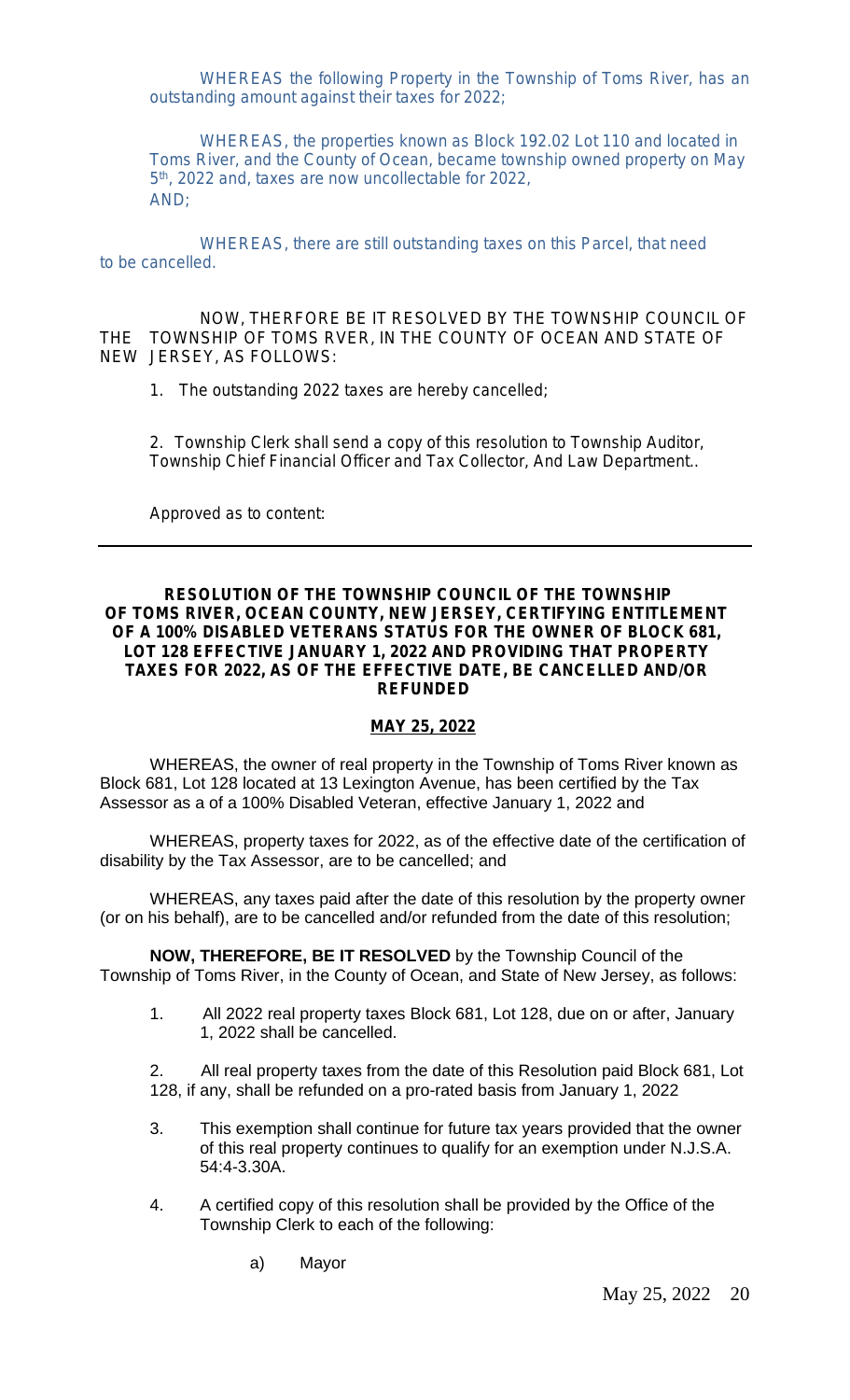WHEREAS the following Property in the Township of Toms River, has an outstanding amount against their taxes for 2022;

WHEREAS, the properties known as Block 192.02 Lot 110 and located in Toms River, and the County of Ocean, became township owned property on May 5th, 2022 and, taxes are now uncollectable for 2022, AND;

WHEREAS, there are still outstanding taxes on this Parcel, that need to be cancelled.

NOW, THERFORE BE IT RESOLVED BY THE TOWNSHIP COUNCIL OF THE TOWNSHIP OF TOMS RVER, IN THE COUNTY OF OCEAN AND STATE OF NEW JERSEY, AS FOLLOWS:

1. The outstanding 2022 taxes are hereby cancelled;

2. Township Clerk shall send a copy of this resolution to Township Auditor, Township Chief Financial Officer and Tax Collector, And Law Department..

Approved as to content:

---

**RESOLUTION OF THE TOWNSHIP COUNCIL OF THE TOWNSHIP OF TOMS RIVER, OCEAN COUNTY, NEW JERSEY, CERTIFYING ENTITLEMENT OF A 100% DISABLED VETERANS STATUS FOR THE OWNER OF BLOCK 681, LOT 128 EFFECTIVE JANUARY 1, 2022 AND PROVIDING THAT PROPERTY TAXES FOR 2022, AS OF THE EFFECTIVE DATE, BE CANCELLED AND/OR REFUNDED**

**MAY 25, 2022**

WHEREAS, the owner of real property in the Township of Toms River known as Block 681, Lot 128 located at 13 Lexington Avenue, has been certified by the Tax Assessor as a of a 100% Disabled Veteran, effective January 1, 2022 and

WHEREAS, property taxes for 2022, as of the effective date of the certification of disability by the Tax Assessor, are to be cancelled; and

WHEREAS, any taxes paid after the date of this resolution by the property owner (or on his behalf), are to be cancelled and/or refunded from the date of this resolution;

**NOW, THEREFORE, BE IT RESOLVED** by the Township Council of the Township of Toms River, in the County of Ocean, and State of New Jersey, as follows:

1. All 2022 real property taxes Block 681, Lot 128, due on or after, January 1, 2022 shall be cancelled.

2. All real property taxes from the date of this Resolution paid Block 681, Lot 128, if any, shall be refunded on a pro-rated basis from January 1, 2022

3. This exemption shall continue for future tax years provided that the owner of this real property continues to qualify for an exemption under N.J.S.A. 54:4-3.30A.

4. A certified copy of this resolution shall be provided by the Office of the Township Clerk to each of the following:

    a) Mayor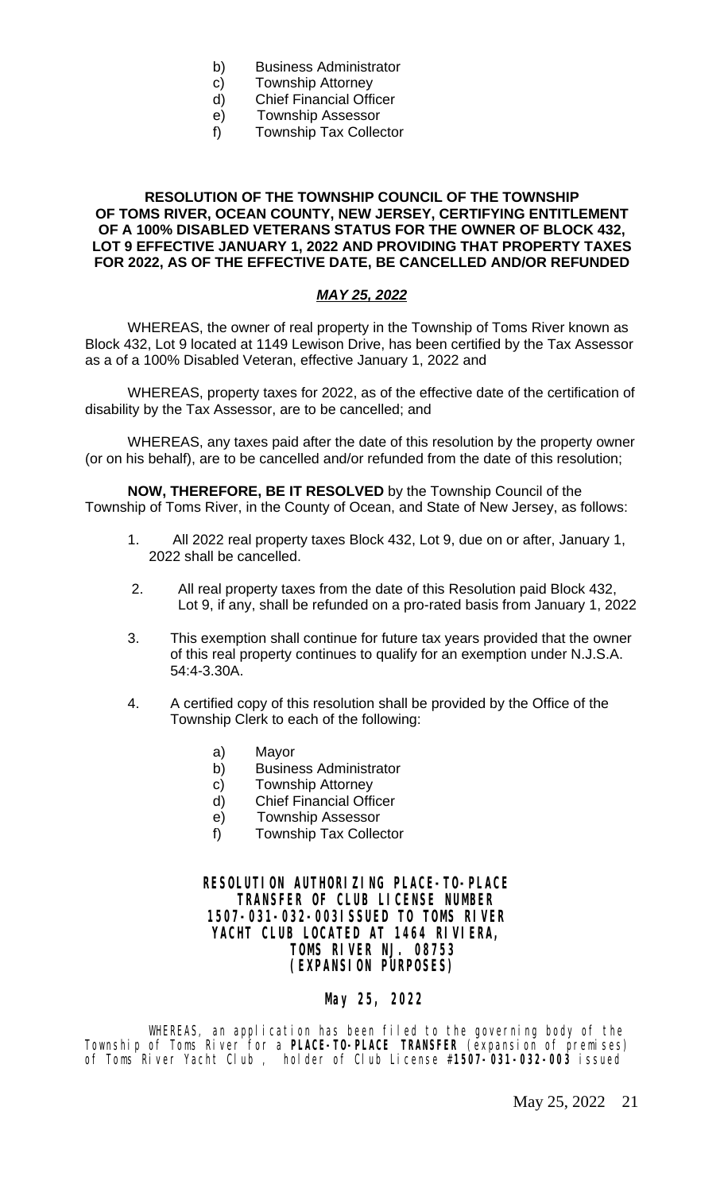b) Business Administrator
c) Township Attorney
d) Chief Financial Officer
e) Township Assessor
f) Township Tax Collector

**RESOLUTION OF THE TOWNSHIP COUNCIL OF THE TOWNSHIP OF TOMS RIVER, OCEAN COUNTY, NEW JERSEY, CERTIFYING ENTITLEMENT OF A 100% DISABLED VETERANS STATUS FOR THE OWNER OF BLOCK 432, LOT 9 EFFECTIVE JANUARY 1, 2022 AND PROVIDING THAT PROPERTY TAXES FOR 2022, AS OF THE EFFECTIVE DATE, BE CANCELLED AND/OR REFUNDED**

***MAY 25, 2022***

WHEREAS, the owner of real property in the Township of Toms River known as Block 432, Lot 9 located at 1149 Lewison Drive, has been certified by the Tax Assessor as a of a 100% Disabled Veteran, effective January 1, 2022 and

WHEREAS, property taxes for 2022, as of the effective date of the certification of disability by the Tax Assessor, are to be cancelled; and

WHEREAS, any taxes paid after the date of this resolution by the property owner (or on his behalf), are to be cancelled and/or refunded from the date of this resolution;

**NOW, THEREFORE, BE IT RESOLVED** by the Township Council of the Township of Toms River, in the County of Ocean, and State of New Jersey, as follows:

1. All 2022 real property taxes Block 432, Lot 9, due on or after, January 1, 2022 shall be cancelled.

2. All real property taxes from the date of this Resolution paid Block 432, Lot 9, if any, shall be refunded on a pro-rated basis from January 1, 2022

3. This exemption shall continue for future tax years provided that the owner of this real property continues to qualify for an exemption under N.J.S.A. 54:4-3.30A.

4. A certified copy of this resolution shall be provided by the Office of the Township Clerk to each of the following:

    a) Mayor
    b) Business Administrator
    c) Township Attorney
    d) Chief Financial Officer
    e) Township Assessor
    f) Township Tax Collector

**RESOLUTION AUTHORIZING PLACE-TO-PLACE TRANSFER OF CLUB LICENSE NUMBER 1507-031-032-003ISSUED TO TOMS RIVER YACHT CLUB LOCATED AT 1464 RIVIERA, TOMS RIVER NJ. 08753 (EXPANSION PURPOSES)**

**May 25, 2022**

WHEREAS, an application has been filed to the governing body of the Township of Toms River for a **PLACE-TO-PLACE TRANSFER** (expansion of premises) of Toms River Yacht Club , holder of Club License #**1507-031-032-003** issued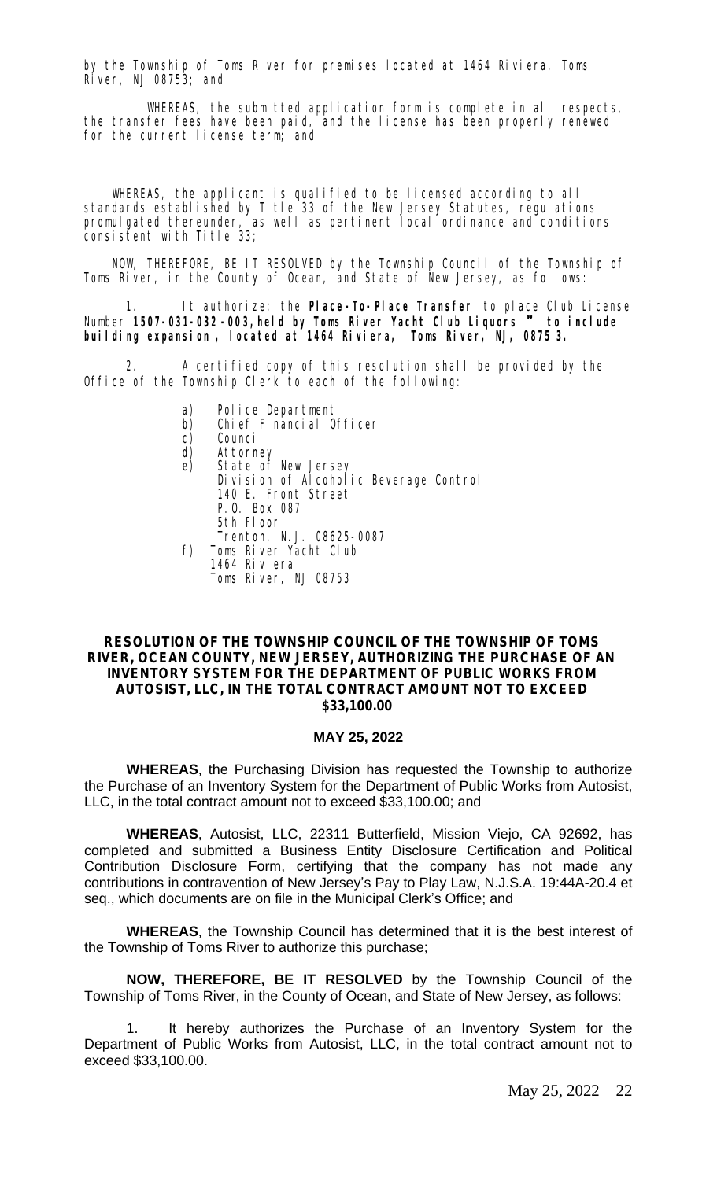by the Township of Toms River for premises located at 1464 Riviera, Toms River, NJ 08753; and

WHEREAS, the submitted application form is complete in all respects, the transfer fees have been paid, and the license has been properly renewed for the current license term; and

WHEREAS, the applicant is qualified to be licensed according to all standards established by Title 33 of the New Jersey Statutes, regulations promulgated thereunder, as well as pertinent local ordinance and conditions consistent with Title 33;

NOW, THEREFORE, BE IT RESOLVED by the Township Council of the Township of Toms River, in the County of Ocean, and State of New Jersey, as follows:

1. It authorize; the **Place-To-Place Transfer** to place Club License Number **1507-031-032-003, held by Toms River Yacht Club Liquors " to include building expansion, located at 1464 Riviera, Toms River, NJ, 0875 3.**

2. A certified copy of this resolution shall be provided by the Office of the Township Clerk to each of the following:

a) Police Department
b) Chief Financial Officer
c) Council
d) Attorney
e) State of New Jersey
   Division of Alcoholic Beverage Control
   140 E. Front Street
   P.O. Box 087
   5th Floor
   Trenton, N.J. 08625-0087
f) Toms River Yacht Club
   1464 Riviera
   Toms River, NJ 08753

**RESOLUTION OF THE TOWNSHIP COUNCIL OF THE TOWNSHIP OF TOMS RIVER, OCEAN COUNTY, NEW JERSEY, AUTHORIZING THE PURCHASE OF AN INVENTORY SYSTEM FOR THE DEPARTMENT OF PUBLIC WORKS FROM AUTOSIST, LLC, IN THE TOTAL CONTRACT AMOUNT NOT TO EXCEED $33,100.00**

**MAY 25, 2022**

**WHEREAS**, the Purchasing Division has requested the Township to authorize the Purchase of an Inventory System for the Department of Public Works from Autosist, LLC, in the total contract amount not to exceed $33,100.00; and

**WHEREAS**, Autosist, LLC, 22311 Butterfield, Mission Viejo, CA 92692, has completed and submitted a Business Entity Disclosure Certification and Political Contribution Disclosure Form, certifying that the company has not made any contributions in contravention of New Jersey's Pay to Play Law, N.J.S.A. 19:44A-20.4 et seq., which documents are on file in the Municipal Clerk's Office; and

**WHEREAS**, the Township Council has determined that it is the best interest of the Township of Toms River to authorize this purchase;

**NOW, THEREFORE, BE IT RESOLVED** by the Township Council of the Township of Toms River, in the County of Ocean, and State of New Jersey, as follows:

1. It hereby authorizes the Purchase of an Inventory System for the Department of Public Works from Autosist, LLC, in the total contract amount not to exceed $33,100.00.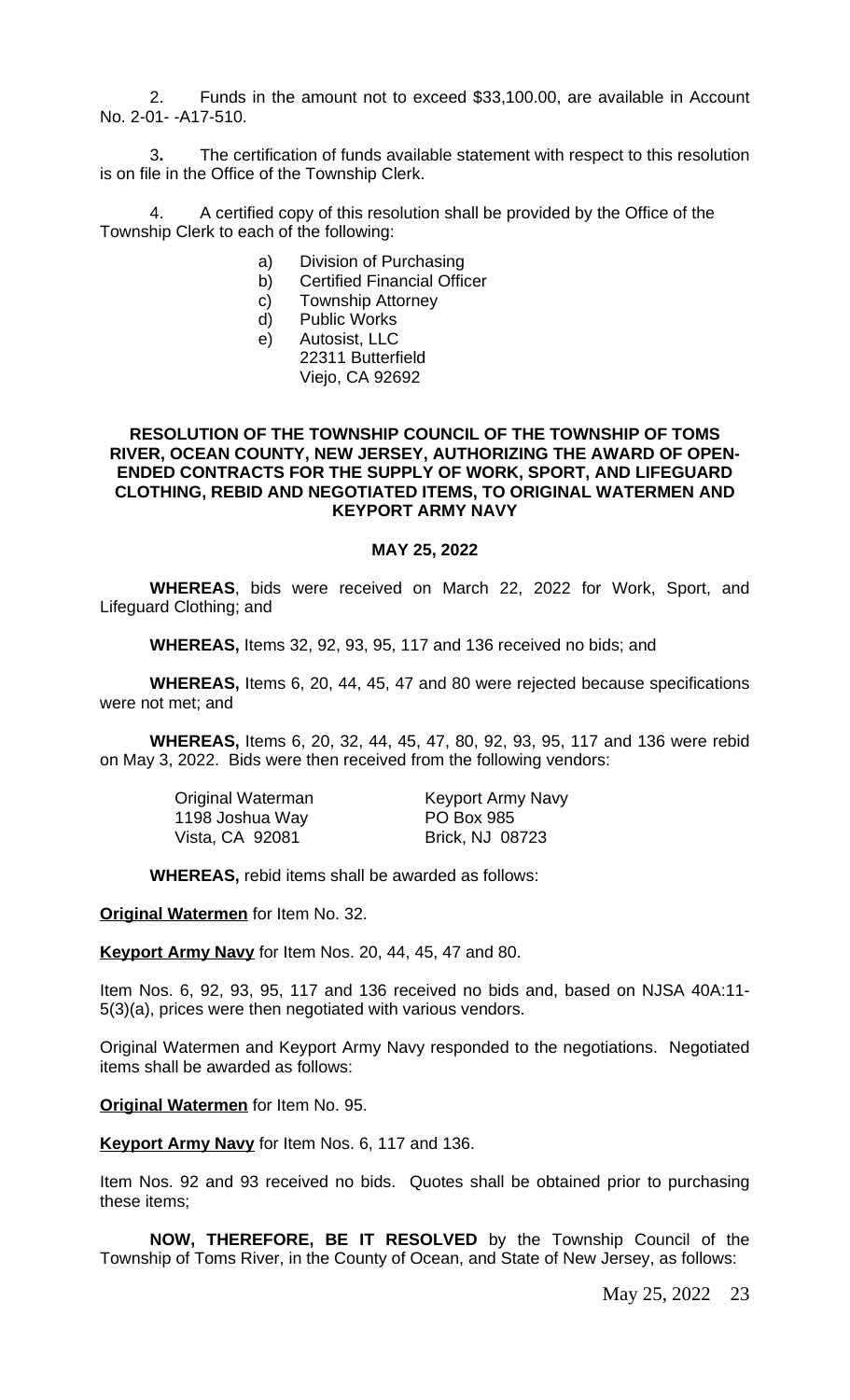2. Funds in the amount not to exceed $33,100.00, are available in Account No. 2-01- -A17-510.

3**.** The certification of funds available statement with respect to this resolution is on file in the Office of the Township Clerk.

4. A certified copy of this resolution shall be provided by the Office of the Township Clerk to each of the following:

a) Division of Purchasing
b) Certified Financial Officer
c) Township Attorney
d) Public Works
e) Autosist, LLC
22311 Butterfield
Viejo, CA 92692

**RESOLUTION OF THE TOWNSHIP COUNCIL OF THE TOWNSHIP OF TOMS RIVER, OCEAN COUNTY, NEW JERSEY, AUTHORIZING THE AWARD OF OPEN-ENDED CONTRACTS FOR THE SUPPLY OF WORK, SPORT, AND LIFEGUARD CLOTHING, REBID AND NEGOTIATED ITEMS, TO ORIGINAL WATERMEN AND KEYPORT ARMY NAVY**

**MAY 25, 2022**

**WHEREAS**, bids were received on March 22, 2022 for Work, Sport, and Lifeguard Clothing; and

**WHEREAS,** Items 32, 92, 93, 95, 117 and 136 received no bids; and

**WHEREAS,** Items 6, 20, 44, 45, 47 and 80 were rejected because specifications were not met; and

**WHEREAS,** Items 6, 20, 32, 44, 45, 47, 80, 92, 93, 95, 117 and 136 were rebid on May 3, 2022. Bids were then received from the following vendors:

| Original Waterman | Keyport Army Navy |
|---|---|
| 1198 Joshua Way | PO Box 985 |
| Vista, CA 92081 | Brick, NJ 08723 |

**WHEREAS,** rebid items shall be awarded as follows:

**Original Watermen** for Item No. 32.

**Keyport Army Navy** for Item Nos. 20, 44, 45, 47 and 80.

Item Nos. 6, 92, 93, 95, 117 and 136 received no bids and, based on NJSA 40A:11-5(3)(a), prices were then negotiated with various vendors.

Original Watermen and Keyport Army Navy responded to the negotiations. Negotiated items shall be awarded as follows:

**Original Watermen** for Item No. 95.

**Keyport Army Navy** for Item Nos. 6, 117 and 136.

Item Nos. 92 and 93 received no bids. Quotes shall be obtained prior to purchasing these items;

**NOW, THEREFORE, BE IT RESOLVED** by the Township Council of the Township of Toms River, in the County of Ocean, and State of New Jersey, as follows: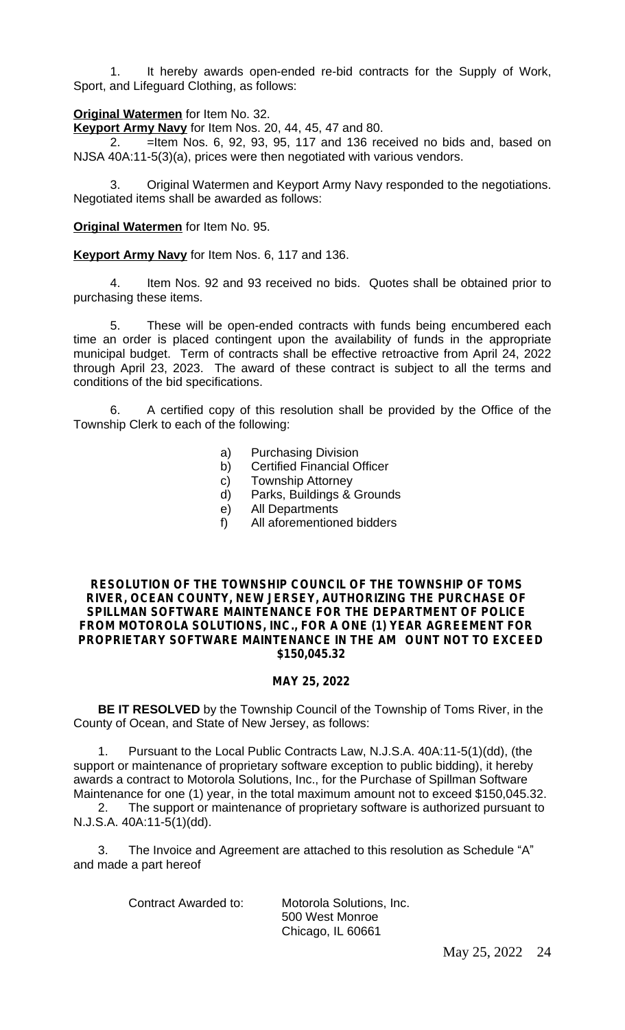1. It hereby awards open-ended re-bid contracts for the Supply of Work, Sport, and Lifeguard Clothing, as follows:

**Original Watermen** for Item No. 32.

**Keyport Army Navy** for Item Nos. 20, 44, 45, 47 and 80.

2. =Item Nos. 6, 92, 93, 95, 117 and 136 received no bids and, based on NJSA 40A:11-5(3)(a), prices were then negotiated with various vendors.

3. Original Watermen and Keyport Army Navy responded to the negotiations. Negotiated items shall be awarded as follows:

**Original Watermen** for Item No. 95.

**Keyport Army Navy** for Item Nos. 6, 117 and 136.

4. Item Nos. 92 and 93 received no bids. Quotes shall be obtained prior to purchasing these items.

5. These will be open-ended contracts with funds being encumbered each time an order is placed contingent upon the availability of funds in the appropriate municipal budget. Term of contracts shall be effective retroactive from April 24, 2022 through April 23, 2023. The award of these contract is subject to all the terms and conditions of the bid specifications.

6. A certified copy of this resolution shall be provided by the Office of the Township Clerk to each of the following:

a) Purchasing Division
b) Certified Financial Officer
c) Township Attorney
d) Parks, Buildings & Grounds
e) All Departments
f) All aforementioned bidders

**RESOLUTION OF THE TOWNSHIP COUNCIL OF THE TOWNSHIP OF TOMS RIVER, OCEAN COUNTY, NEW JERSEY, AUTHORIZING THE PURCHASE OF SPILLMAN SOFTWARE MAINTENANCE FOR THE DEPARTMENT OF POLICE FROM MOTOROLA SOLUTIONS, INC., FOR A ONE (1) YEAR AGREEMENT FOR PROPRIETARY SOFTWARE MAINTENANCE IN THE AM OUNT NOT TO EXCEED $150,045.32**

**MAY 25, 2022**

**BE IT RESOLVED** by the Township Council of the Township of Toms River, in the County of Ocean, and State of New Jersey, as follows:

1. Pursuant to the Local Public Contracts Law, N.J.S.A. 40A:11-5(1)(dd), (the support or maintenance of proprietary software exception to public bidding), it hereby awards a contract to Motorola Solutions, Inc., for the Purchase of Spillman Software Maintenance for one (1) year, in the total maximum amount not to exceed $150,045.32.

2. The support or maintenance of proprietary software is authorized pursuant to N.J.S.A. 40A:11-5(1)(dd).

3. The Invoice and Agreement are attached to this resolution as Schedule "A" and made a part hereof

Contract Awarded to: Motorola Solutions, Inc.
500 West Monroe
Chicago, IL 60661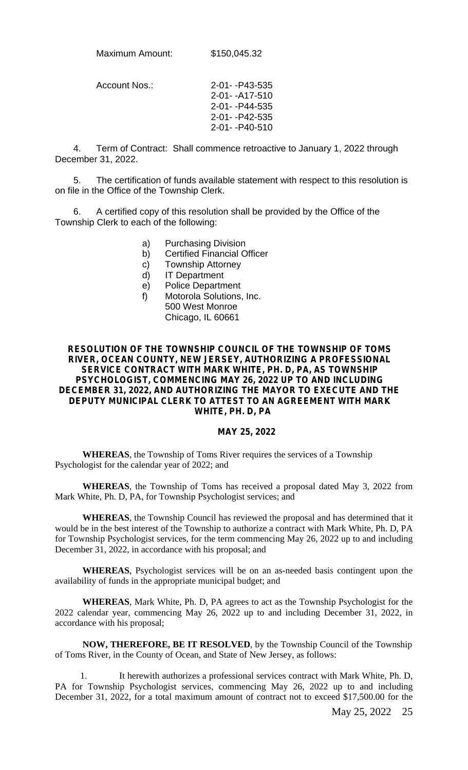Maximum Amount: $150,045.32

Account Nos.: 2-01- -P43-535
2-01- -A17-510
2-01- -P44-535
2-01- -P42-535
2-01- -P40-510

4. Term of Contract: Shall commence retroactive to January 1, 2022 through December 31, 2022.

5. The certification of funds available statement with respect to this resolution is on file in the Office of the Township Clerk.

6. A certified copy of this resolution shall be provided by the Office of the Township Clerk to each of the following:

a) Purchasing Division
b) Certified Financial Officer
c) Township Attorney
d) IT Department
e) Police Department
f) Motorola Solutions, Inc.
500 West Monroe
Chicago, IL 60661

**RESOLUTION OF THE TOWNSHIP COUNCIL OF THE TOWNSHIP OF TOMS RIVER, OCEAN COUNTY, NEW JERSEY, AUTHORIZING A PROFESSIONAL SERVICE CONTRACT WITH MARK WHITE, PH. D, PA, AS TOWNSHIP PSYCHOLOGIST, COMMENCING MAY 26, 2022 UP TO AND INCLUDING DECEMBER 31, 2022, AND AUTHORIZING THE MAYOR TO EXECUTE AND THE DEPUTY MUNICIPAL CLERK TO ATTEST TO AN AGREEMENT WITH MARK WHITE, PH. D, PA**

**MAY 25, 2022**

**WHEREAS**, the Township of Toms River requires the services of a Township Psychologist for the calendar year of 2022; and

**WHEREAS**, the Township of Toms has received a proposal dated May 3, 2022 from Mark White, Ph. D, PA, for Township Psychologist services; and

**WHEREAS**, the Township Council has reviewed the proposal and has determined that it would be in the best interest of the Township to authorize a contract with Mark White, Ph. D, PA for Township Psychologist services, for the term commencing May 26, 2022 up to and including December 31, 2022, in accordance with his proposal; and

**WHEREAS**, Psychologist services will be on an as-needed basis contingent upon the availability of funds in the appropriate municipal budget; and

**WHEREAS**, Mark White, Ph. D, PA agrees to act as the Township Psychologist for the 2022 calendar year, commencing May 26, 2022 up to and including December 31, 2022, in accordance with his proposal;

**NOW, THEREFORE, BE IT RESOLVED**, by the Township Council of the Township of Toms River, in the County of Ocean, and State of New Jersey, as follows:

1. It herewith authorizes a professional services contract with Mark White, Ph. D, PA for Township Psychologist services, commencing May 26, 2022 up to and including December 31, 2022, for a total maximum amount of contract not to exceed $17,500.00 for the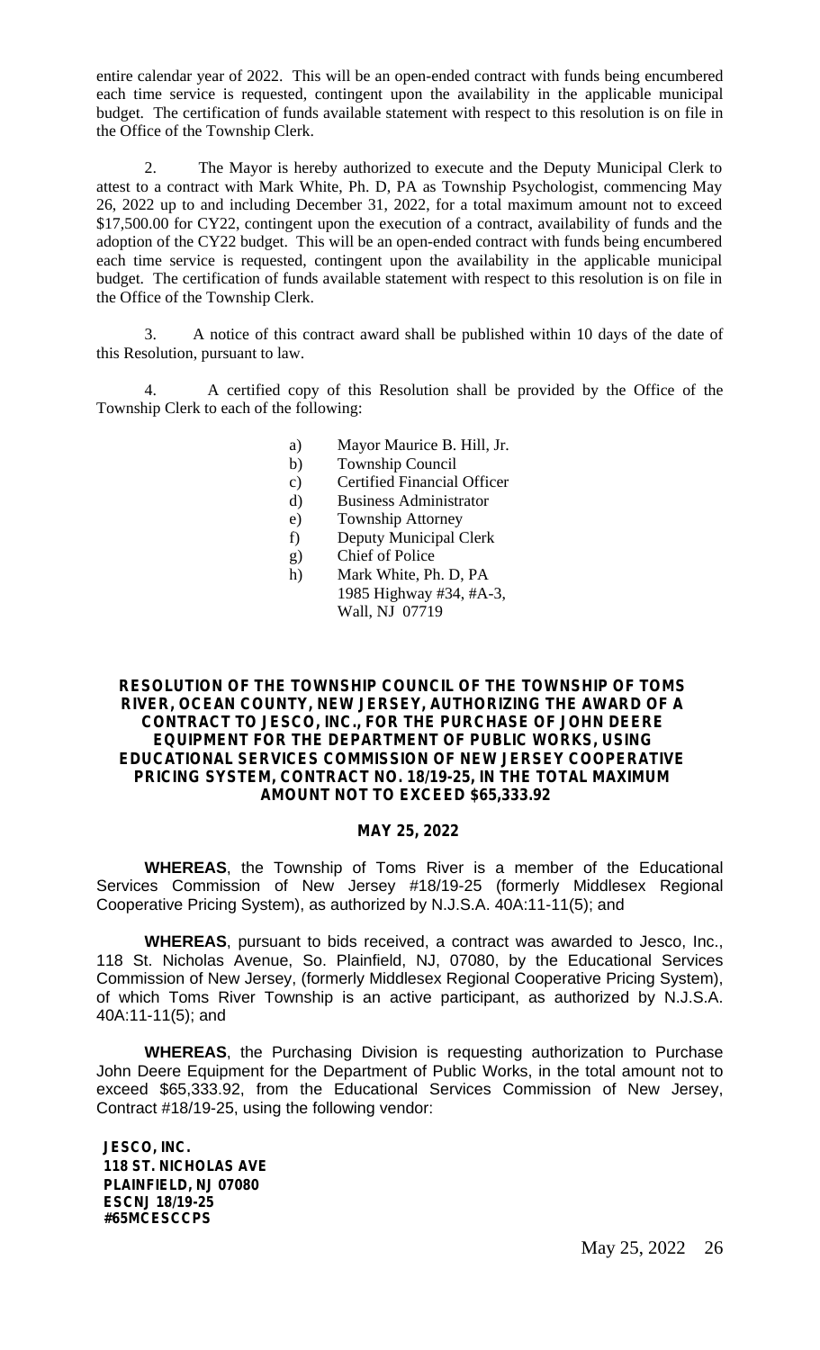entire calendar year of 2022. This will be an open-ended contract with funds being encumbered each time service is requested, contingent upon the availability in the applicable municipal budget. The certification of funds available statement with respect to this resolution is on file in the Office of the Township Clerk.

2. The Mayor is hereby authorized to execute and the Deputy Municipal Clerk to attest to a contract with Mark White, Ph. D, PA as Township Psychologist, commencing May 26, 2022 up to and including December 31, 2022, for a total maximum amount not to exceed $17,500.00 for CY22, contingent upon the execution of a contract, availability of funds and the adoption of the CY22 budget. This will be an open-ended contract with funds being encumbered each time service is requested, contingent upon the availability in the applicable municipal budget. The certification of funds available statement with respect to this resolution is on file in the Office of the Township Clerk.

3. A notice of this contract award shall be published within 10 days of the date of this Resolution, pursuant to law.

4. A certified copy of this Resolution shall be provided by the Office of the Township Clerk to each of the following:

a) Mayor Maurice B. Hill, Jr.
b) Township Council
c) Certified Financial Officer
d) Business Administrator
e) Township Attorney
f) Deputy Municipal Clerk
g) Chief of Police
h) Mark White, Ph. D, PA
   1985 Highway #34, #A-3,
   Wall, NJ 07719

**RESOLUTION OF THE TOWNSHIP COUNCIL OF THE TOWNSHIP OF TOMS RIVER, OCEAN COUNTY, NEW JERSEY, AUTHORIZING THE AWARD OF A CONTRACT TO JESCO, INC., FOR THE PURCHASE OF JOHN DEERE EQUIPMENT FOR THE DEPARTMENT OF PUBLIC WORKS, USING EDUCATIONAL SERVICES COMMISSION OF NEW JERSEY COOPERATIVE PRICING SYSTEM, CONTRACT NO. 18/19-25, IN THE TOTAL MAXIMUM AMOUNT NOT TO EXCEED $65,333.92**

**MAY 25, 2022**

**WHEREAS**, the Township of Toms River is a member of the Educational Services Commission of New Jersey #18/19-25 (formerly Middlesex Regional Cooperative Pricing System), as authorized by N.J.S.A. 40A:11-11(5); and

**WHEREAS**, pursuant to bids received, a contract was awarded to Jesco, Inc., 118 St. Nicholas Avenue, So. Plainfield, NJ, 07080, by the Educational Services Commission of New Jersey, (formerly Middlesex Regional Cooperative Pricing System), of which Toms River Township is an active participant, as authorized by N.J.S.A. 40A:11-11(5); and

**WHEREAS**, the Purchasing Division is requesting authorization to Purchase John Deere Equipment for the Department of Public Works, in the total amount not to exceed $65,333.92, from the Educational Services Commission of New Jersey, Contract #18/19-25, using the following vendor:

**JESCO, INC.**
**118 ST. NICHOLAS AVE**
**PLAINFIELD, NJ 07080**
**ESCNJ 18/19-25**
**#65MCESCCPS**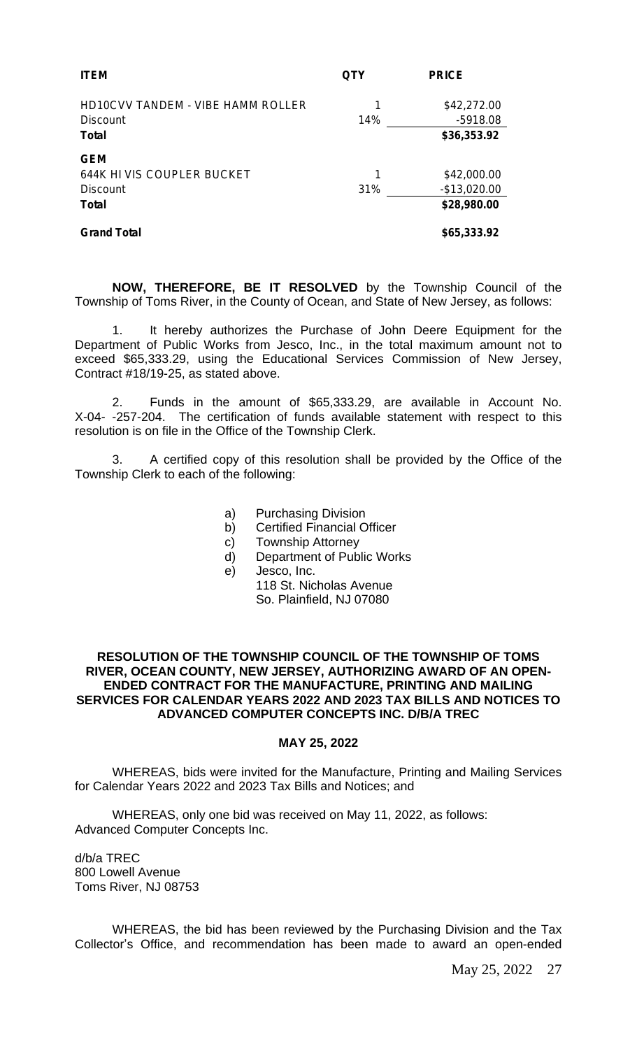| ITEM | QTY | PRICE |
|---|---|---|
| HD10CVV TANDEM - VIBE HAMM ROLLER | 1 | $42,272.00 |
| Discount | 14% | -5918.08 |
| **Total** | | **$36,353.92** |
| **GEM** | | |
| 644K HI VIS COUPLER BUCKET | 1 | $42,000.00 |
| Discount | 31% | -$13,020.00 |
| **Total** | | **$28,980.00** |
| **Grand Total** | | **$65,333.92** |

**NOW, THEREFORE, BE IT RESOLVED** by the Township Council of the Township of Toms River, in the County of Ocean, and State of New Jersey, as follows:

1. It hereby authorizes the Purchase of John Deere Equipment for the Department of Public Works from Jesco, Inc., in the total maximum amount not to exceed $65,333.29, using the Educational Services Commission of New Jersey, Contract #18/19-25, as stated above.

2. Funds in the amount of $65,333.29, are available in Account No. X-04- -257-204. The certification of funds available statement with respect to this resolution is on file in the Office of the Township Clerk.

3. A certified copy of this resolution shall be provided by the Office of the Township Clerk to each of the following:

a) Purchasing Division
b) Certified Financial Officer
c) Township Attorney
d) Department of Public Works
e) Jesco, Inc.
118 St. Nicholas Avenue
So. Plainfield, NJ 07080

**RESOLUTION OF THE TOWNSHIP COUNCIL OF THE TOWNSHIP OF TOMS RIVER, OCEAN COUNTY, NEW JERSEY, AUTHORIZING AWARD OF AN OPEN-ENDED CONTRACT FOR THE MANUFACTURE, PRINTING AND MAILING SERVICES FOR CALENDAR YEARS 2022 AND 2023 TAX BILLS AND NOTICES TO ADVANCED COMPUTER CONCEPTS INC. D/B/A TREC**

**MAY 25, 2022**

WHEREAS, bids were invited for the Manufacture, Printing and Mailing Services for Calendar Years 2022 and 2023 Tax Bills and Notices; and

WHEREAS, only one bid was received on May 11, 2022, as follows:
Advanced Computer Concepts Inc.

d/b/a TREC
800 Lowell Avenue
Toms River, NJ 08753

WHEREAS, the bid has been reviewed by the Purchasing Division and the Tax Collector's Office, and recommendation has been made to award an open-ended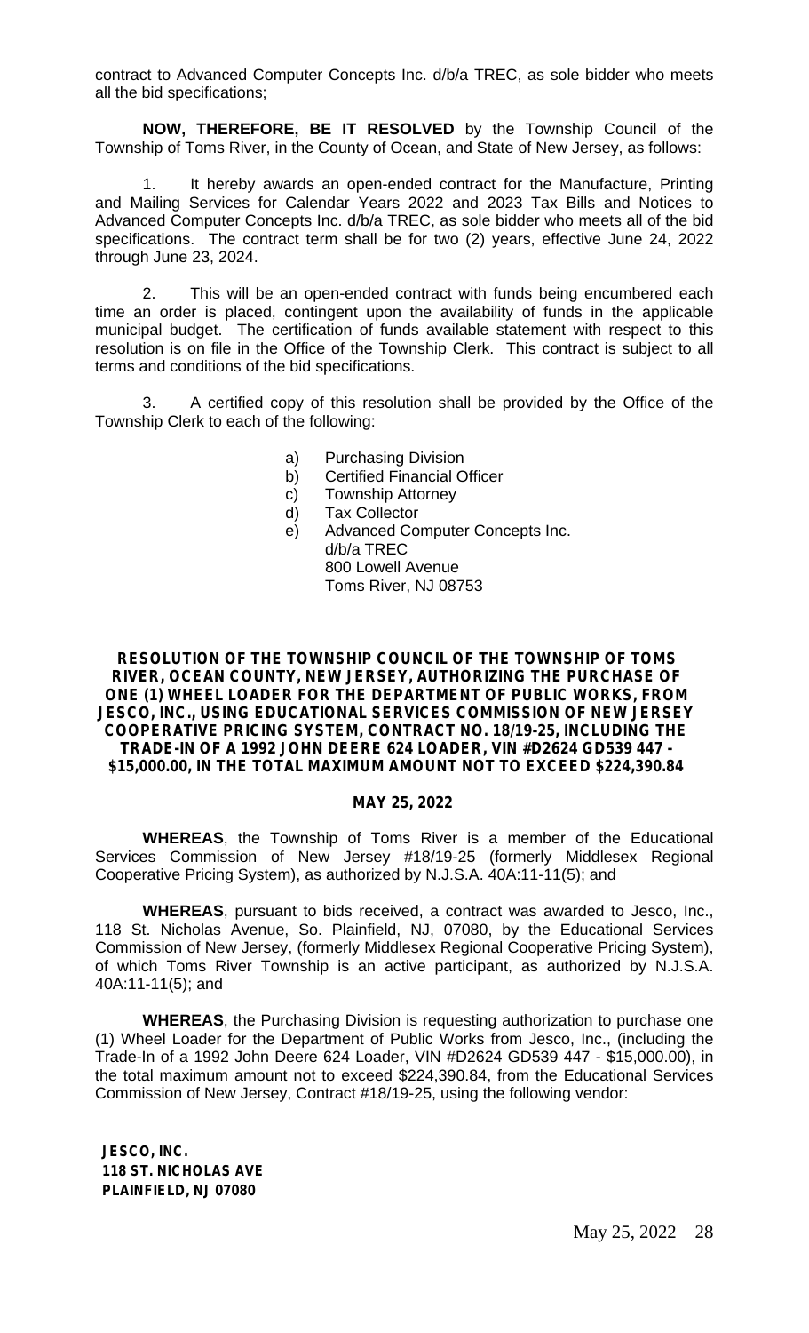contract to Advanced Computer Concepts Inc. d/b/a TREC, as sole bidder who meets all the bid specifications;

**NOW, THEREFORE, BE IT RESOLVED** by the Township Council of the Township of Toms River, in the County of Ocean, and State of New Jersey, as follows:

1. It hereby awards an open-ended contract for the Manufacture, Printing and Mailing Services for Calendar Years 2022 and 2023 Tax Bills and Notices to Advanced Computer Concepts Inc. d/b/a TREC, as sole bidder who meets all of the bid specifications. The contract term shall be for two (2) years, effective June 24, 2022 through June 23, 2024.

2. This will be an open-ended contract with funds being encumbered each time an order is placed, contingent upon the availability of funds in the applicable municipal budget. The certification of funds available statement with respect to this resolution is on file in the Office of the Township Clerk. This contract is subject to all terms and conditions of the bid specifications.

3. A certified copy of this resolution shall be provided by the Office of the Township Clerk to each of the following:

a) Purchasing Division
b) Certified Financial Officer
c) Township Attorney
d) Tax Collector
e) Advanced Computer Concepts Inc.
 d/b/a TREC
 800 Lowell Avenue
 Toms River, NJ 08753

**RESOLUTION OF THE TOWNSHIP COUNCIL OF THE TOWNSHIP OF TOMS RIVER, OCEAN COUNTY, NEW JERSEY, AUTHORIZING THE PURCHASE OF ONE (1) WHEEL LOADER FOR THE DEPARTMENT OF PUBLIC WORKS, FROM JESCO, INC., USING EDUCATIONAL SERVICES COMMISSION OF NEW JERSEY COOPERATIVE PRICING SYSTEM, CONTRACT NO. 18/19-25, INCLUDING THE TRADE-IN OF A 1992 JOHN DEERE 624 LOADER, VIN #D2624 GD539 447 - $15,000.00, IN THE TOTAL MAXIMUM AMOUNT NOT TO EXCEED $224,390.84**

**MAY 25, 2022**

**WHEREAS**, the Township of Toms River is a member of the Educational Services Commission of New Jersey #18/19-25 (formerly Middlesex Regional Cooperative Pricing System), as authorized by N.J.S.A. 40A:11-11(5); and

**WHEREAS**, pursuant to bids received, a contract was awarded to Jesco, Inc., 118 St. Nicholas Avenue, So. Plainfield, NJ, 07080, by the Educational Services Commission of New Jersey, (formerly Middlesex Regional Cooperative Pricing System), of which Toms River Township is an active participant, as authorized by N.J.S.A. 40A:11-11(5); and

**WHEREAS**, the Purchasing Division is requesting authorization to purchase one (1) Wheel Loader for the Department of Public Works from Jesco, Inc., (including the Trade-In of a 1992 John Deere 624 Loader, VIN #D2624 GD539 447 - $15,000.00), in the total maximum amount not to exceed $224,390.84, from the Educational Services Commission of New Jersey, Contract #18/19-25, using the following vendor:

**JESCO, INC.**
**118 ST. NICHOLAS AVE**
**PLAINFIELD, NJ 07080**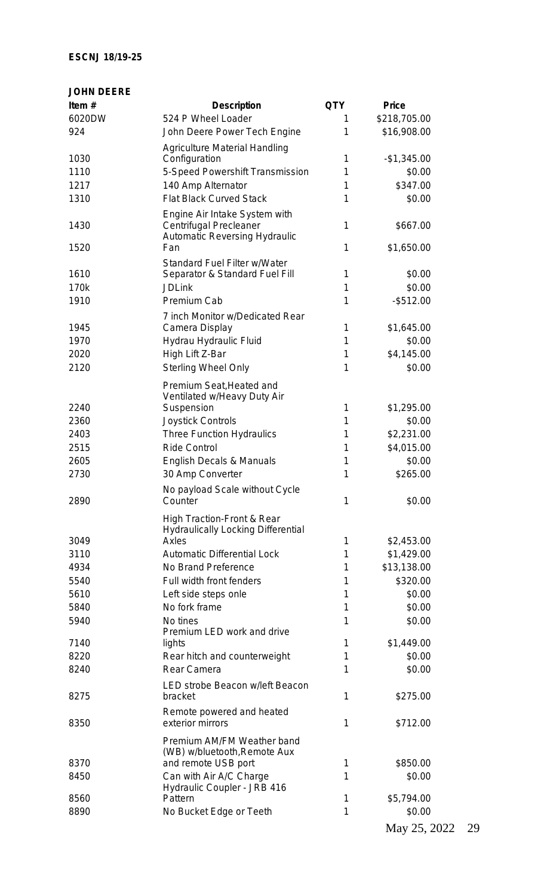**ESCNJ 18/19-25**

**JOHN DEERE**

| Item # | Description | QTY | Price |
|---|---|---|---|
| 6020DW | 524 P Wheel Loader | 1 | $218,705.00 |
| 924 | John Deere Power Tech Engine | 1 | $16,908.00 |
| 1030 | Agriculture Material Handling Configuration | 1 | -$1,345.00 |
| 1110 | 5-Speed Powershift Transmission | 1 | $0.00 |
| 1217 | 140 Amp Alternator | 1 | $347.00 |
| 1310 | Flat Black Curved Stack | 1 | $0.00 |
| 1430 | Engine Air Intake System with Centrifugal Precleaner | 1 | $667.00 |
| 1520 | Automatic Reversing Hydraulic Fan | 1 | $1,650.00 |
| 1610 | Standard Fuel Filter w/Water Separator & Standard Fuel Fill | 1 | $0.00 |
| 170k | JDLink | 1 | $0.00 |
| 1910 | Premium Cab | 1 | -$512.00 |
| 1945 | 7 inch Monitor w/Dedicated Rear Camera Display | 1 | $1,645.00 |
| 1970 | Hydrau Hydraulic Fluid | 1 | $0.00 |
| 2020 | High Lift Z-Bar | 1 | $4,145.00 |
| 2120 | Sterling Wheel Only | 1 | $0.00 |
| 2240 | Premium Seat,Heated and Ventilated w/Heavy Duty Air Suspension | 1 | $1,295.00 |
| 2360 | Joystick Controls | 1 | $0.00 |
| 2403 | Three Function Hydraulics | 1 | $2,231.00 |
| 2515 | Ride Control | 1 | $4,015.00 |
| 2605 | English Decals & Manuals | 1 | $0.00 |
| 2730 | 30 Amp Converter | 1 | $265.00 |
| 2890 | No payload Scale without Cycle Counter | 1 | $0.00 |
| 3049 | High Traction-Front & Rear Hydraulically Locking Differential Axles | 1 | $2,453.00 |
| 3110 | Automatic Differential Lock | 1 | $1,429.00 |
| 4934 | No Brand Preference | 1 | $13,138.00 |
| 5540 | Full width front fenders | 1 | $320.00 |
| 5610 | Left side steps onle | 1 | $0.00 |
| 5840 | No fork frame | 1 | $0.00 |
| 5940 | No tines | 1 | $0.00 |
| 7140 | Premium LED work and drive lights | 1 | $1,449.00 |
| 8220 | Rear hitch and counterweight | 1 | $0.00 |
| 8240 | Rear Camera | 1 | $0.00 |
| 8275 | LED strobe Beacon w/left Beacon bracket | 1 | $275.00 |
| 8350 | Remote powered and heated exterior mirrors | 1 | $712.00 |
| 8370 | Premium AM/FM Weather band (WB) w/bluetooth,Remote Aux and remote USB port | 1 | $850.00 |
| 8450 | Can with Air A/C Charge | 1 | $0.00 |
| 8560 | Hydraulic Coupler - JRB 416 Pattern | 1 | $5,794.00 |
| 8890 | No Bucket Edge or Teeth | 1 | $0.00 |

May 25, 2022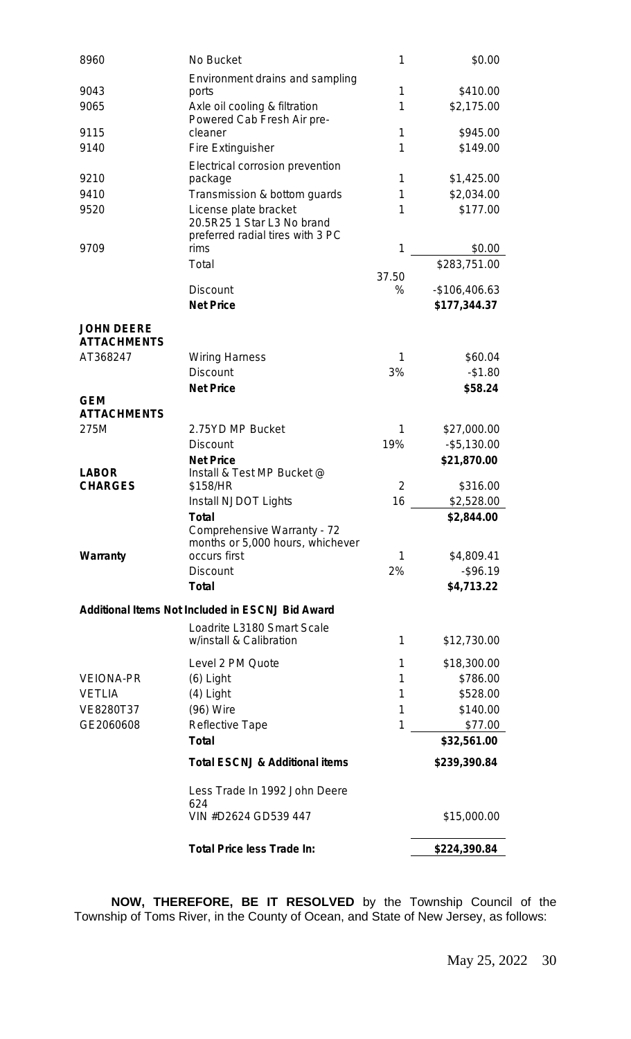| | | | |
|---|---|---|---|
| 8960 | No Bucket | 1 | $0.00 |
| 9043 | Environment drains and sampling ports | 1 | $410.00 |
| 9065 | Axle oil cooling & filtration | 1 | $2,175.00 |
| 9115 | Powered Cab Fresh Air pre-cleaner | 1 | $945.00 |
| 9140 | Fire Extinguisher | 1 | $149.00 |
| 9210 | Electrical corrosion prevention package | 1 | $1,425.00 |
| 9410 | Transmission & bottom guards | 1 | $2,034.00 |
| 9520 | License plate bracket | 1 | $177.00 |
| 9709 | 20.5R25 1 Star L3 No brand preferred radial tires with 3 PC rims | 1 | $0.00 |
| | Total | | $283,751.00 |
| | Discount | 37.50 % | -$106,406.63 |
| | **Net Price** | | **$177,344.37** |
| **JOHN DEERE ATTACHMENTS** | | | |
| AT368247 | Wiring Harness | 1 | $60.04 |
| | Discount | 3% | -$1.80 |
| | **Net Price** | | **$58.24** |
| **GEM ATTACHMENTS** | | | |
| 275M | 2.75YD MP Bucket | 1 | $27,000.00 |
| | Discount | 19% | -$5,130.00 |
| | **Net Price** | | **$21,870.00** |
| **LABOR CHARGES** | Install & Test MP Bucket @ $158/HR | 2 | $316.00 |
| | Install NJDOT Lights | 16 | $2,528.00 |
| | **Total** | | **$2,844.00** |
| **Warranty** | Comprehensive Warranty - 72 months or 5,000 hours, whichever occurs first | 1 | $4,809.41 |
| | Discount | 2% | -$96.19 |
| | **Total** | | **$4,713.22** |
| **Additional Items Not Included in ESCNJ Bid Award** | | | |
| | Loadrite L3180 Smart Scale w/install & Calibration | 1 | $12,730.00 |
| | Level 2 PM Quote | 1 | $18,300.00 |
| VEIONA-PR | (6) Light | 1 | $786.00 |
| VETLIA | (4) Light | 1 | $528.00 |
| VE8280T37 | (96) Wire | 1 | $140.00 |
| GE2060608 | Reflective Tape | 1 | $77.00 |
| | **Total** | | **$32,561.00** |
| | **Total ESCNJ & Additional items** | | **$239,390.84** |
| | Less Trade In 1992 John Deere 624 VIN #D2624 GD539 447 | | $15,000.00 |
| | **Total Price less Trade In:** | | **$224,390.84** |

**NOW, THEREFORE, BE IT RESOLVED** by the Township Council of the Township of Toms River, in the County of Ocean, and State of New Jersey, as follows: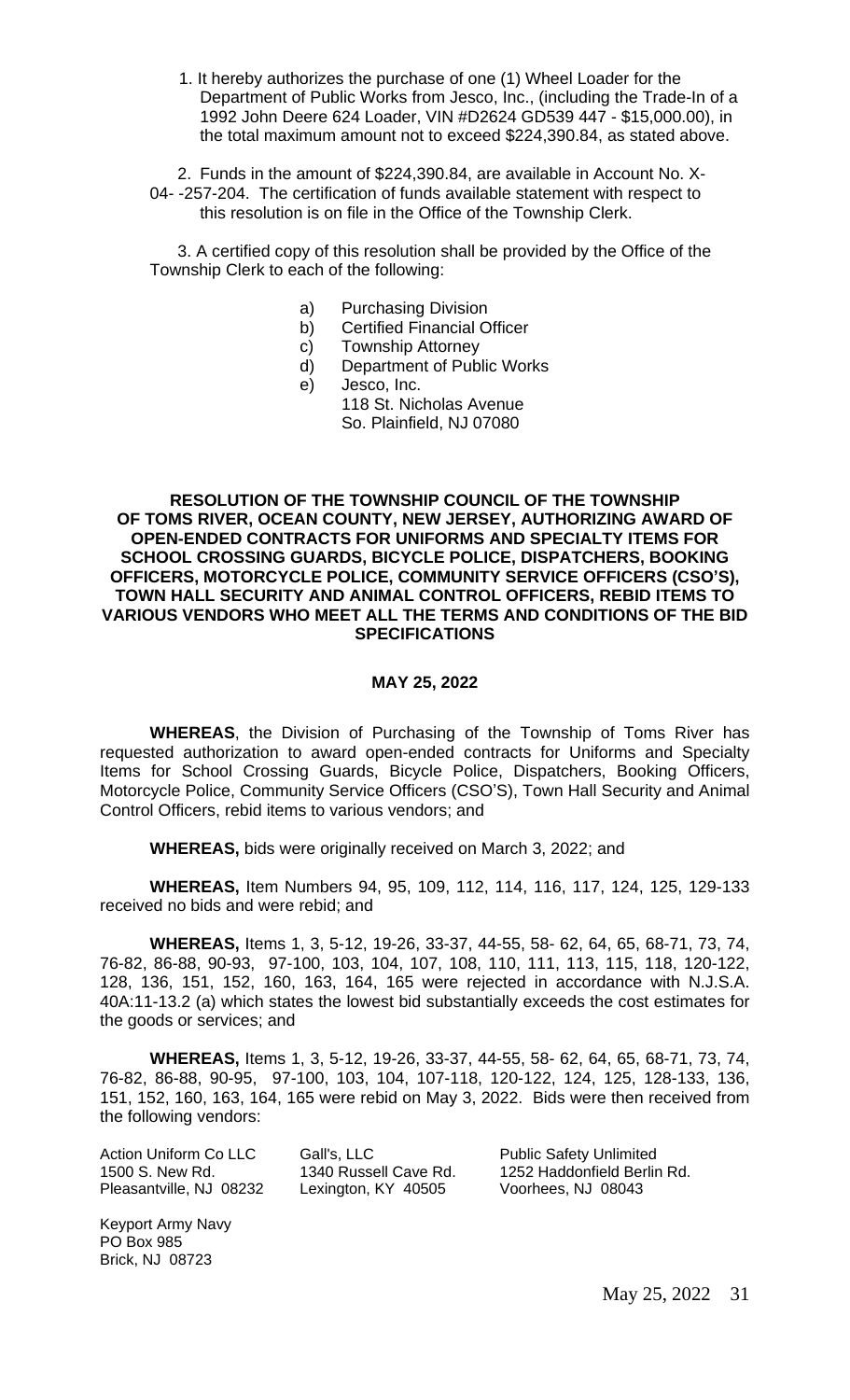1. It hereby authorizes the purchase of one (1) Wheel Loader for the Department of Public Works from Jesco, Inc., (including the Trade-In of a 1992 John Deere 624 Loader, VIN #D2624 GD539 447 - $15,000.00), in the total maximum amount not to exceed $224,390.84, as stated above.

2. Funds in the amount of $224,390.84, are available in Account No. X-04- -257-204. The certification of funds available statement with respect to this resolution is on file in the Office of the Township Clerk.

3. A certified copy of this resolution shall be provided by the Office of the Township Clerk to each of the following:

a) Purchasing Division
b) Certified Financial Officer
c) Township Attorney
d) Department of Public Works
e) Jesco, Inc.
118 St. Nicholas Avenue
So. Plainfield, NJ 07080

**RESOLUTION OF THE TOWNSHIP COUNCIL OF THE TOWNSHIP OF TOMS RIVER, OCEAN COUNTY, NEW JERSEY, AUTHORIZING AWARD OF OPEN-ENDED CONTRACTS FOR UNIFORMS AND SPECIALTY ITEMS FOR SCHOOL CROSSING GUARDS, BICYCLE POLICE, DISPATCHERS, BOOKING OFFICERS, MOTORCYCLE POLICE, COMMUNITY SERVICE OFFICERS (CSO'S), TOWN HALL SECURITY AND ANIMAL CONTROL OFFICERS, REBID ITEMS TO VARIOUS VENDORS WHO MEET ALL THE TERMS AND CONDITIONS OF THE BID SPECIFICATIONS**

**MAY 25, 2022**

**WHEREAS**, the Division of Purchasing of the Township of Toms River has requested authorization to award open-ended contracts for Uniforms and Specialty Items for School Crossing Guards, Bicycle Police, Dispatchers, Booking Officers, Motorcycle Police, Community Service Officers (CSO'S), Town Hall Security and Animal Control Officers, rebid items to various vendors; and

**WHEREAS,** bids were originally received on March 3, 2022; and

**WHEREAS,** Item Numbers 94, 95, 109, 112, 114, 116, 117, 124, 125, 129-133 received no bids and were rebid; and

**WHEREAS,** Items 1, 3, 5-12, 19-26, 33-37, 44-55, 58- 62, 64, 65, 68-71, 73, 74, 76-82, 86-88, 90-93, 97-100, 103, 104, 107, 108, 110, 111, 113, 115, 118, 120-122, 128, 136, 151, 152, 160, 163, 164, 165 were rejected in accordance with N.J.S.A. 40A:11-13.2 (a) which states the lowest bid substantially exceeds the cost estimates for the goods or services; and

**WHEREAS,** Items 1, 3, 5-12, 19-26, 33-37, 44-55, 58- 62, 64, 65, 68-71, 73, 74, 76-82, 86-88, 90-95, 97-100, 103, 104, 107-118, 120-122, 124, 125, 128-133, 136, 151, 152, 160, 163, 164, 165 were rebid on May 3, 2022. Bids were then received from the following vendors:

Action Uniform Co LLC
1500 S. New Rd.
Pleasantville, NJ 08232

Gall's, LLC
1340 Russell Cave Rd.
Lexington, KY 40505

Public Safety Unlimited
1252 Haddonfield Berlin Rd.
Voorhees, NJ 08043

Keyport Army Navy
PO Box 985
Brick, NJ 08723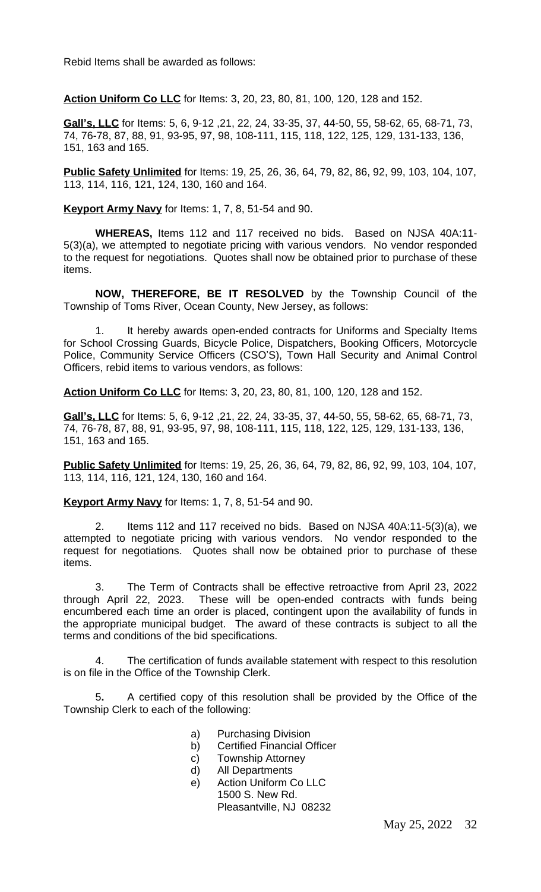Rebid Items shall be awarded as follows:

**Action Uniform Co LLC** for Items: 3, 20, 23, 80, 81, 100, 120, 128 and 152.

**Gall's, LLC** for Items: 5, 6, 9-12 ,21, 22, 24, 33-35, 37, 44-50, 55, 58-62, 65, 68-71, 73, 74, 76-78, 87, 88, 91, 93-95, 97, 98, 108-111, 115, 118, 122, 125, 129, 131-133, 136, 151, 163 and 165.

**Public Safety Unlimited** for Items: 19, 25, 26, 36, 64, 79, 82, 86, 92, 99, 103, 104, 107, 113, 114, 116, 121, 124, 130, 160 and 164.

**Keyport Army Navy** for Items: 1, 7, 8, 51-54 and 90.

**WHEREAS,** Items 112 and 117 received no bids. Based on NJSA 40A:11-5(3)(a), we attempted to negotiate pricing with various vendors. No vendor responded to the request for negotiations. Quotes shall now be obtained prior to purchase of these items.

**NOW, THEREFORE, BE IT RESOLVED** by the Township Council of the Township of Toms River, Ocean County, New Jersey, as follows:

1. It hereby awards open-ended contracts for Uniforms and Specialty Items for School Crossing Guards, Bicycle Police, Dispatchers, Booking Officers, Motorcycle Police, Community Service Officers (CSO'S), Town Hall Security and Animal Control Officers, rebid items to various vendors, as follows:

**Action Uniform Co LLC** for Items: 3, 20, 23, 80, 81, 100, 120, 128 and 152.

**Gall's, LLC** for Items: 5, 6, 9-12 ,21, 22, 24, 33-35, 37, 44-50, 55, 58-62, 65, 68-71, 73, 74, 76-78, 87, 88, 91, 93-95, 97, 98, 108-111, 115, 118, 122, 125, 129, 131-133, 136, 151, 163 and 165.

**Public Safety Unlimited** for Items: 19, 25, 26, 36, 64, 79, 82, 86, 92, 99, 103, 104, 107, 113, 114, 116, 121, 124, 130, 160 and 164.

**Keyport Army Navy** for Items: 1, 7, 8, 51-54 and 90.

2. Items 112 and 117 received no bids. Based on NJSA 40A:11-5(3)(a), we attempted to negotiate pricing with various vendors. No vendor responded to the request for negotiations. Quotes shall now be obtained prior to purchase of these items.

3. The Term of Contracts shall be effective retroactive from April 23, 2022 through April 22, 2023. These will be open-ended contracts with funds being encumbered each time an order is placed, contingent upon the availability of funds in the appropriate municipal budget. The award of these contracts is subject to all the terms and conditions of the bid specifications.

4. The certification of funds available statement with respect to this resolution is on file in the Office of the Township Clerk.

5. A certified copy of this resolution shall be provided by the Office of the Township Clerk to each of the following:

a) Purchasing Division
b) Certified Financial Officer
c) Township Attorney
d) All Departments
e) Action Uniform Co LLC
   1500 S. New Rd.
   Pleasantville, NJ 08232

May 25, 2022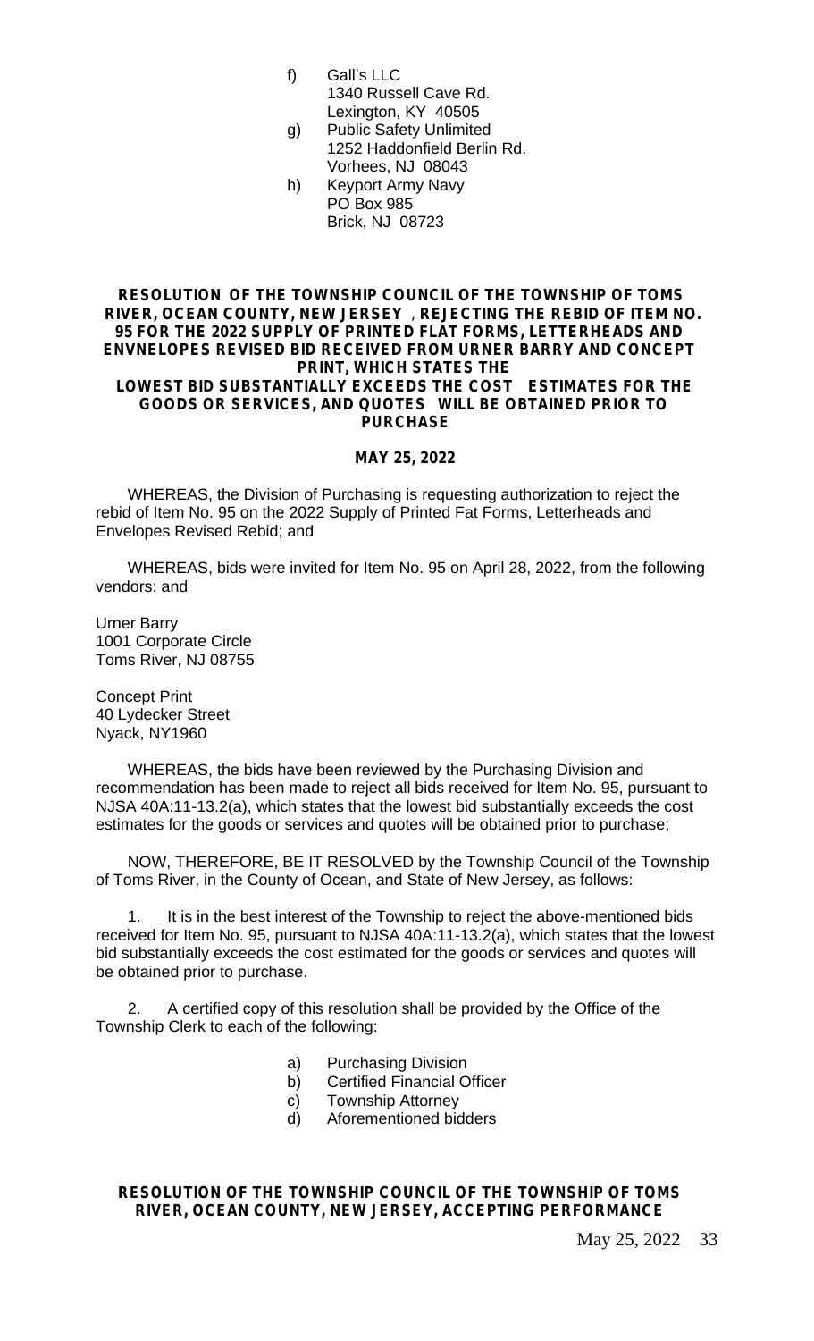f) Gall's LLC
   1340 Russell Cave Rd.
   Lexington, KY 40505

g) Public Safety Unlimited
   1252 Haddonfield Berlin Rd.
   Vorhees, NJ 08043

h) Keyport Army Navy
   PO Box 985
   Brick, NJ 08723

**RESOLUTION OF THE TOWNSHIP COUNCIL OF THE TOWNSHIP OF TOMS RIVER, OCEAN COUNTY, NEW JERSEY , REJECTING THE REBID OF ITEM NO. 95 FOR THE 2022 SUPPLY OF PRINTED FLAT FORMS, LETTERHEADS AND ENVNELOPES REVISED BID RECEIVED FROM URNER BARRY AND CONCEPT PRINT, WHICH STATES THE LOWEST BID SUBSTANTIALLY EXCEEDS THE COST ESTIMATES FOR THE GOODS OR SERVICES, AND QUOTES WILL BE OBTAINED PRIOR TO PURCHASE**

**MAY 25, 2022**

WHEREAS, the Division of Purchasing is requesting authorization to reject the rebid of Item No. 95 on the 2022 Supply of Printed Fat Forms, Letterheads and Envelopes Revised Rebid; and

WHEREAS, bids were invited for Item No. 95 on April 28, 2022, from the following vendors: and

Urner Barry
1001 Corporate Circle
Toms River, NJ 08755

Concept Print
40 Lydecker Street
Nyack, NY1960

WHEREAS, the bids have been reviewed by the Purchasing Division and recommendation has been made to reject all bids received for Item No. 95, pursuant to NJSA 40A:11-13.2(a), which states that the lowest bid substantially exceeds the cost estimates for the goods or services and quotes will be obtained prior to purchase;

NOW, THEREFORE, BE IT RESOLVED by the Township Council of the Township of Toms River, in the County of Ocean, and State of New Jersey, as follows:

1. It is in the best interest of the Township to reject the above-mentioned bids received for Item No. 95, pursuant to NJSA 40A:11-13.2(a), which states that the lowest bid substantially exceeds the cost estimated for the goods or services and quotes will be obtained prior to purchase.

2. A certified copy of this resolution shall be provided by the Office of the Township Clerk to each of the following:

   a) Purchasing Division
   b) Certified Financial Officer
   c) Township Attorney
   d) Aforementioned bidders

**RESOLUTION OF THE TOWNSHIP COUNCIL OF THE TOWNSHIP OF TOMS RIVER, OCEAN COUNTY, NEW JERSEY, ACCEPTING PERFORMANCE**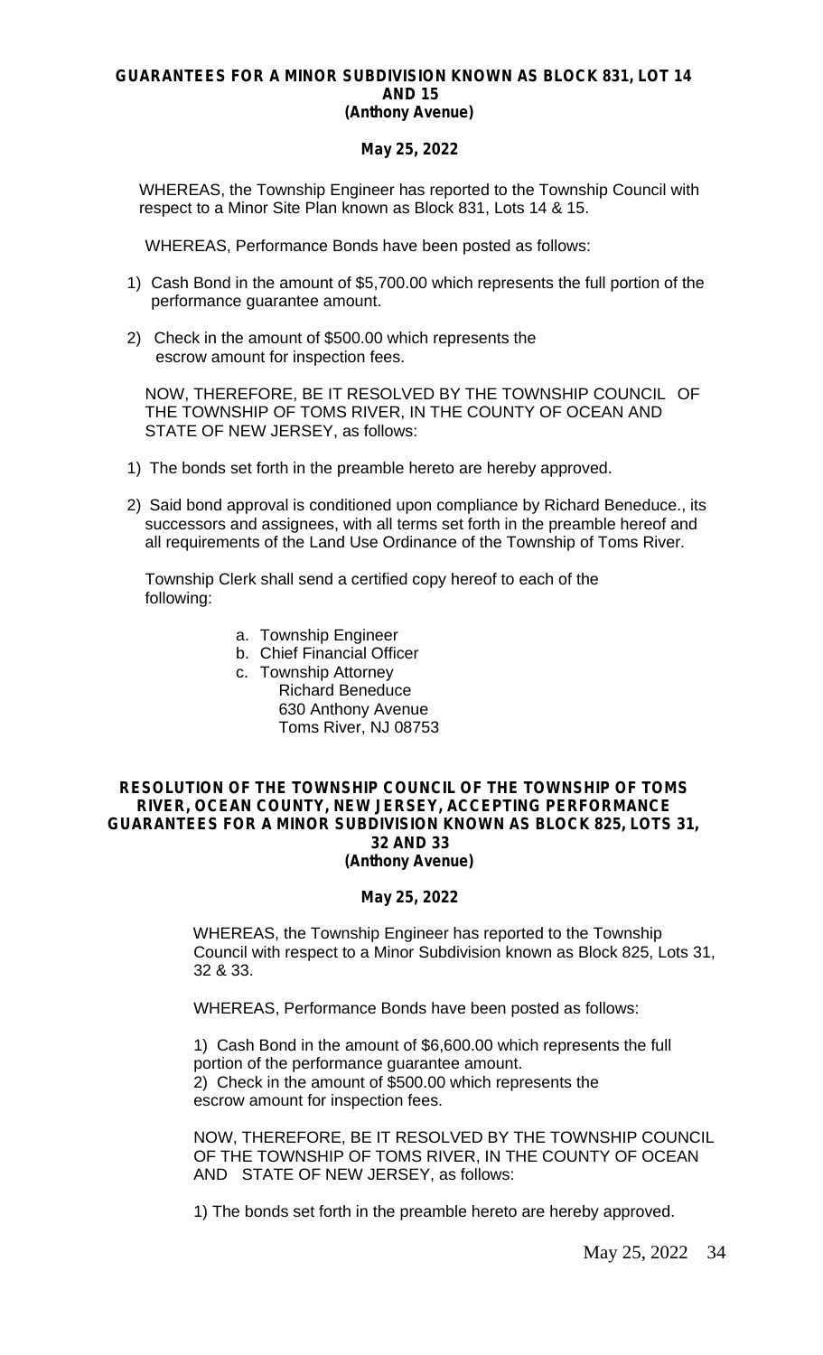**GUARANTEES FOR A MINOR SUBDIVISION KNOWN AS BLOCK 831, LOT 14 AND 15**
***(Anthony Avenue)***

***May 25, 2022***

WHEREAS, the Township Engineer has reported to the Township Council with respect to a Minor Site Plan known as Block 831, Lots 14 & 15.

WHEREAS, Performance Bonds have been posted as follows:

1) Cash Bond in the amount of $5,700.00 which represents the full portion of the performance guarantee amount.
2) Check in the amount of $500.00 which represents the escrow amount for inspection fees.

NOW, THEREFORE, BE IT RESOLVED BY THE TOWNSHIP COUNCIL OF THE TOWNSHIP OF TOMS RIVER, IN THE COUNTY OF OCEAN AND STATE OF NEW JERSEY, as follows:

1) The bonds set forth in the preamble hereto are hereby approved.
2) Said bond approval is conditioned upon compliance by Richard Beneduce., its successors and assignees, with all terms set forth in the preamble hereof and all requirements of the Land Use Ordinance of the Township of Toms River.

Township Clerk shall send a certified copy hereof to each of the following:

a. Township Engineer
b. Chief Financial Officer
c. Township Attorney
   Richard Beneduce
   630 Anthony Avenue
   Toms River, NJ 08753

**RESOLUTION OF THE TOWNSHIP COUNCIL OF THE TOWNSHIP OF TOMS RIVER, OCEAN COUNTY, NEW JERSEY, ACCEPTING PERFORMANCE GUARANTEES FOR A MINOR SUBDIVISION KNOWN AS BLOCK 825, LOTS 31, 32 AND 33**
***(Anthony Avenue)***

***May 25, 2022***

WHEREAS, the Township Engineer has reported to the Township Council with respect to a Minor Subdivision known as Block 825, Lots 31, 32 & 33.

WHEREAS, Performance Bonds have been posted as follows:

1) Cash Bond in the amount of $6,600.00 which represents the full portion of the performance guarantee amount.
2) Check in the amount of $500.00 which represents the escrow amount for inspection fees.

NOW, THEREFORE, BE IT RESOLVED BY THE TOWNSHIP COUNCIL OF THE TOWNSHIP OF TOMS RIVER, IN THE COUNTY OF OCEAN AND STATE OF NEW JERSEY, as follows:

1) The bonds set forth in the preamble hereto are hereby approved.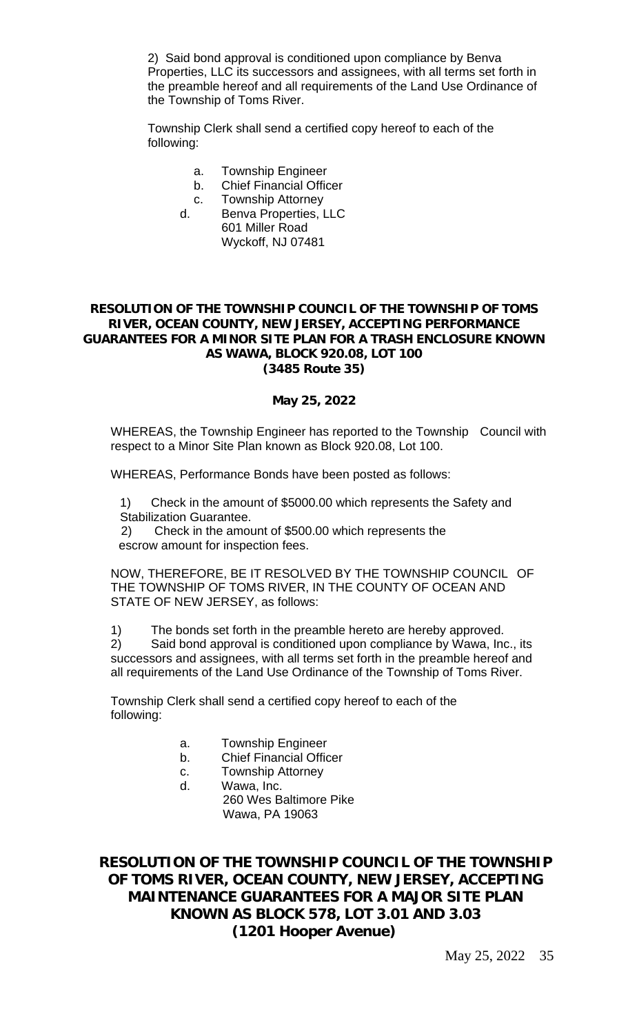2) Said bond approval is conditioned upon compliance by Benva Properties, LLC its successors and assignees, with all terms set forth in the preamble hereof and all requirements of the Land Use Ordinance of the Township of Toms River.

Township Clerk shall send a certified copy hereof to each of the following:

a. Township Engineer
b. Chief Financial Officer
c. Township Attorney
d. Benva Properties, LLC
   601 Miller Road
   Wyckoff, NJ 07481

**RESOLUTION OF THE TOWNSHIP COUNCIL OF THE TOWNSHIP OF TOMS RIVER, OCEAN COUNTY, NEW JERSEY, ACCEPTING PERFORMANCE GUARANTEES FOR A MINOR SITE PLAN FOR A TRASH ENCLOSURE KNOWN AS WAWA, BLOCK 920.08, LOT 100**
**(3485 Route 35)**

**May 25, 2022**

WHEREAS, the Township Engineer has reported to the Township Council with respect to a Minor Site Plan known as Block 920.08, Lot 100.

WHEREAS, Performance Bonds have been posted as follows:

1) Check in the amount of $5000.00 which represents the Safety and Stabilization Guarantee.
2) Check in the amount of $500.00 which represents the escrow amount for inspection fees.

NOW, THEREFORE, BE IT RESOLVED BY THE TOWNSHIP COUNCIL OF THE TOWNSHIP OF TOMS RIVER, IN THE COUNTY OF OCEAN AND STATE OF NEW JERSEY, as follows:

1) The bonds set forth in the preamble hereto are hereby approved.
2) Said bond approval is conditioned upon compliance by Wawa, Inc., its successors and assignees, with all terms set forth in the preamble hereof and all requirements of the Land Use Ordinance of the Township of Toms River.

Township Clerk shall send a certified copy hereof to each of the following:

a. Township Engineer
b. Chief Financial Officer
c. Township Attorney
d. Wawa, Inc.
   260 Wes Baltimore Pike
   Wawa, PA 19063

**RESOLUTION OF THE TOWNSHIP COUNCIL OF THE TOWNSHIP OF TOMS RIVER, OCEAN COUNTY, NEW JERSEY, ACCEPTING MAINTENANCE GUARANTEES FOR A MAJOR SITE PLAN KNOWN AS BLOCK 578, LOT 3.01 AND 3.03**
**(1201 Hooper Avenue)**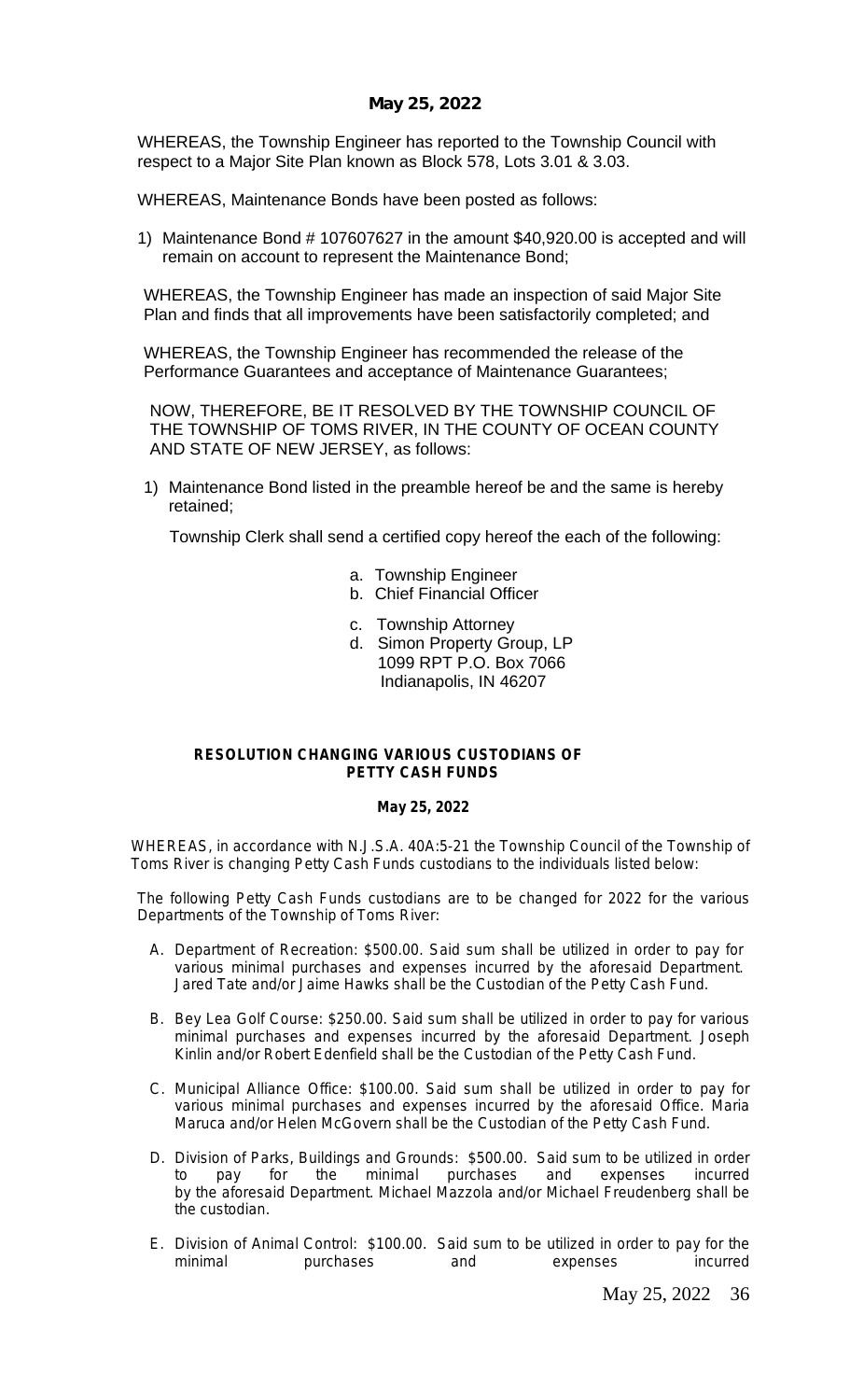**May 25, 2022**

WHEREAS, the Township Engineer has reported to the Township Council with respect to a Major Site Plan known as Block 578, Lots 3.01 & 3.03.

WHEREAS, Maintenance Bonds have been posted as follows:

1) Maintenance Bond # 107607627 in the amount $40,920.00 is accepted and will remain on account to represent the Maintenance Bond;

WHEREAS, the Township Engineer has made an inspection of said Major Site Plan and finds that all improvements have been satisfactorily completed; and

WHEREAS, the Township Engineer has recommended the release of the Performance Guarantees and acceptance of Maintenance Guarantees;

NOW, THEREFORE, BE IT RESOLVED BY THE TOWNSHIP COUNCIL OF THE TOWNSHIP OF TOMS RIVER, IN THE COUNTY OF OCEAN COUNTY AND STATE OF NEW JERSEY, as follows:

1) Maintenance Bond listed in the preamble hereof be and the same is hereby retained;

Township Clerk shall send a certified copy hereof the each of the following:

a. Township Engineer
b. Chief Financial Officer
c. Township Attorney
d. Simon Property Group, LP
   1099 RPT P.O. Box 7066
   Indianapolis, IN 46207

**RESOLUTION CHANGING VARIOUS CUSTODIANS OF PETTY CASH FUNDS**

**May 25, 2022**

WHEREAS, in accordance with N.J.S.A. 40A:5-21 the Township Council of the Township of Toms River is changing Petty Cash Funds custodians to the individuals listed below:

The following Petty Cash Funds custodians are to be changed for 2022 for the various Departments of the Township of Toms River:

A. Department of Recreation: $500.00. Said sum shall be utilized in order to pay for various minimal purchases and expenses incurred by the aforesaid Department. Jared Tate and/or Jaime Hawks shall be the Custodian of the Petty Cash Fund.

B. Bey Lea Golf Course: $250.00. Said sum shall be utilized in order to pay for various minimal purchases and expenses incurred by the aforesaid Department. Joseph Kinlin and/or Robert Edenfield shall be the Custodian of the Petty Cash Fund.

C. Municipal Alliance Office: $100.00. Said sum shall be utilized in order to pay for various minimal purchases and expenses incurred by the aforesaid Office. Maria Maruca and/or Helen McGovern shall be the Custodian of the Petty Cash Fund.

D. Division of Parks, Buildings and Grounds: $500.00. Said sum to be utilized in order to pay for the minimal purchases and expenses incurred by the aforesaid Department. Michael Mazzola and/or Michael Freudenberg shall be the custodian.

E. Division of Animal Control: $100.00. Said sum to be utilized in order to pay for the minimal purchases and expenses incurred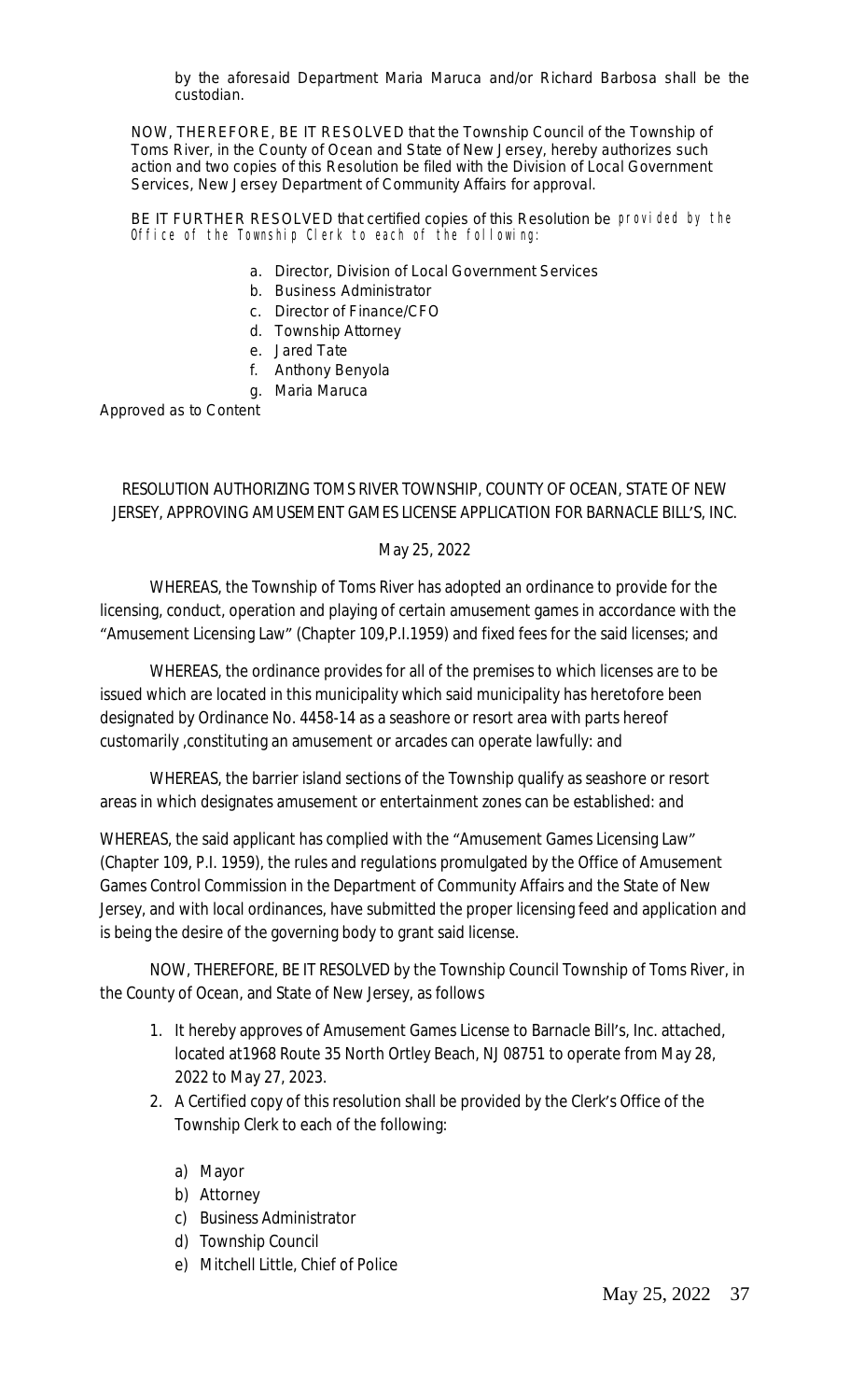by the aforesaid Department Maria Maruca and/or Richard Barbosa shall be the custodian.

NOW, THEREFORE, BE IT RESOLVED that the Township Council of the Township of Toms River, in the County of Ocean and State of New Jersey, hereby authorizes such action and two copies of this Resolution be filed with the Division of Local Government Services, New Jersey Department of Community Affairs for approval.

BE IT FURTHER RESOLVED that certified copies of this Resolution be provided by the Office of the Township Clerk to each of the following:

a. Director, Division of Local Government Services
b. Business Administrator
c. Director of Finance/CFO
d. Township Attorney
e. Jared Tate
f. Anthony Benyola
g. Maria Maruca

Approved as to Content

RESOLUTION AUTHORIZING TOMS RIVER TOWNSHIP, COUNTY OF OCEAN, STATE OF NEW JERSEY, APPROVING AMUSEMENT GAMES LICENSE APPLICATION FOR BARNACLE BILL'S, INC.

May 25, 2022

WHEREAS, the Township of Toms River has adopted an ordinance to provide for the licensing, conduct, operation and playing of certain amusement games in accordance with the "Amusement Licensing Law" (Chapter 109,P.I.1959) and fixed fees for the said licenses; and

WHEREAS, the ordinance provides for all of the premises to which licenses are to be issued which are located in this municipality which said municipality has heretofore been designated by Ordinance No. 4458-14 as a seashore or resort area with parts hereof customarily ,constituting an amusement or arcades can operate lawfully: and

WHEREAS, the barrier island sections of the Township qualify as seashore or resort areas in which designates amusement or entertainment zones can be established: and

WHEREAS, the said applicant has complied with the "Amusement Games Licensing Law" (Chapter 109, P.I. 1959), the rules and regulations promulgated by the Office of Amusement Games Control Commission in the Department of Community Affairs and the State of New Jersey, and with local ordinances, have submitted the proper licensing feed and application and is being the desire of the governing body to grant said license.

NOW, THEREFORE, BE IT RESOLVED by the Township Council Township of Toms River, in the County of Ocean, and State of New Jersey, as follows

1. It hereby approves of Amusement Games License to Barnacle Bill's, Inc. attached, located at1968 Route 35 North Ortley Beach, NJ 08751 to operate from May 28, 2022 to May 27, 2023.
2. A Certified copy of this resolution shall be provided by the Clerk's Office of the Township Clerk to each of the following:

   a) Mayor
   b) Attorney
   c) Business Administrator
   d) Township Council
   e) Mitchell Little, Chief of Police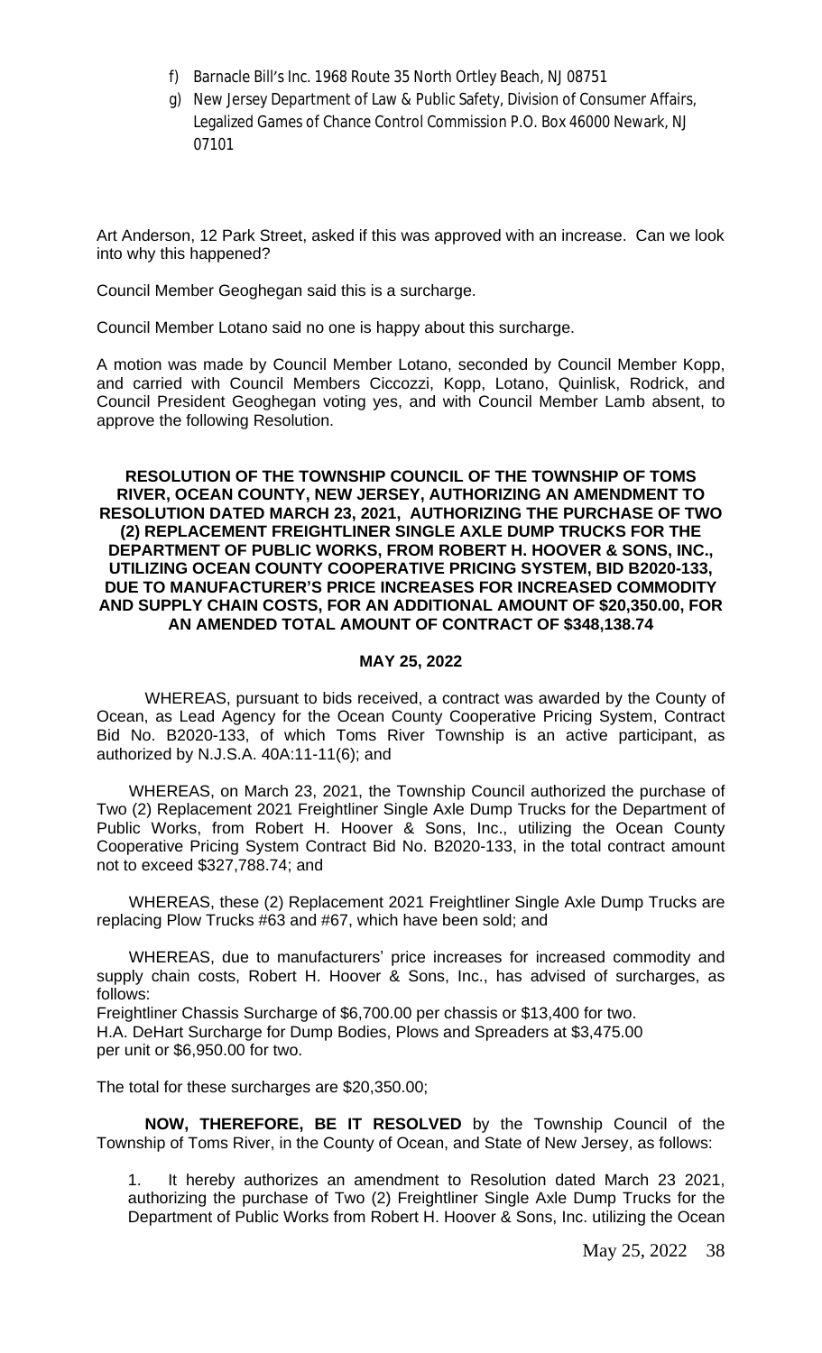f) Barnacle Bill's Inc. 1968 Route 35 North Ortley Beach, NJ 08751

g) New Jersey Department of Law & Public Safety, Division of Consumer Affairs, Legalized Games of Chance Control Commission P.O. Box 46000 Newark, NJ 07101

Art Anderson, 12 Park Street, asked if this was approved with an increase. Can we look into why this happened?

Council Member Geoghegan said this is a surcharge.

Council Member Lotano said no one is happy about this surcharge.

A motion was made by Council Member Lotano, seconded by Council Member Kopp, and carried with Council Members Ciccozzi, Kopp, Lotano, Quinlisk, Rodrick, and Council President Geoghegan voting yes, and with Council Member Lamb absent, to approve the following Resolution.

**RESOLUTION OF THE TOWNSHIP COUNCIL OF THE TOWNSHIP OF TOMS RIVER, OCEAN COUNTY, NEW JERSEY, AUTHORIZING AN AMENDMENT TO RESOLUTION DATED MARCH 23, 2021, AUTHORIZING THE PURCHASE OF TWO (2) REPLACEMENT FREIGHTLINER SINGLE AXLE DUMP TRUCKS FOR THE DEPARTMENT OF PUBLIC WORKS, FROM ROBERT H. HOOVER & SONS, INC., UTILIZING OCEAN COUNTY COOPERATIVE PRICING SYSTEM, BID B2020-133, DUE TO MANUFACTURER'S PRICE INCREASES FOR INCREASED COMMODITY AND SUPPLY CHAIN COSTS, FOR AN ADDITIONAL AMOUNT OF $20,350.00, FOR AN AMENDED TOTAL AMOUNT OF CONTRACT OF $348,138.74**

**MAY 25, 2022**

WHEREAS, pursuant to bids received, a contract was awarded by the County of Ocean, as Lead Agency for the Ocean County Cooperative Pricing System, Contract Bid No. B2020-133, of which Toms River Township is an active participant, as authorized by N.J.S.A. 40A:11-11(6); and

WHEREAS, on March 23, 2021, the Township Council authorized the purchase of Two (2) Replacement 2021 Freightliner Single Axle Dump Trucks for the Department of Public Works, from Robert H. Hoover & Sons, Inc., utilizing the Ocean County Cooperative Pricing System Contract Bid No. B2020-133, in the total contract amount not to exceed $327,788.74; and

WHEREAS, these (2) Replacement 2021 Freightliner Single Axle Dump Trucks are replacing Plow Trucks #63 and #67, which have been sold; and

WHEREAS, due to manufacturers' price increases for increased commodity and supply chain costs, Robert H. Hoover & Sons, Inc., has advised of surcharges, as follows:

Freightliner Chassis Surcharge of $6,700.00 per chassis or $13,400 for two.
H.A. DeHart Surcharge for Dump Bodies, Plows and Spreaders at $3,475.00 per unit or $6,950.00 for two.

The total for these surcharges are $20,350.00;

**NOW, THEREFORE, BE IT RESOLVED** by the Township Council of the Township of Toms River, in the County of Ocean, and State of New Jersey, as follows:

1. It hereby authorizes an amendment to Resolution dated March 23 2021, authorizing the purchase of Two (2) Freightliner Single Axle Dump Trucks for the Department of Public Works from Robert H. Hoover & Sons, Inc. utilizing the Ocean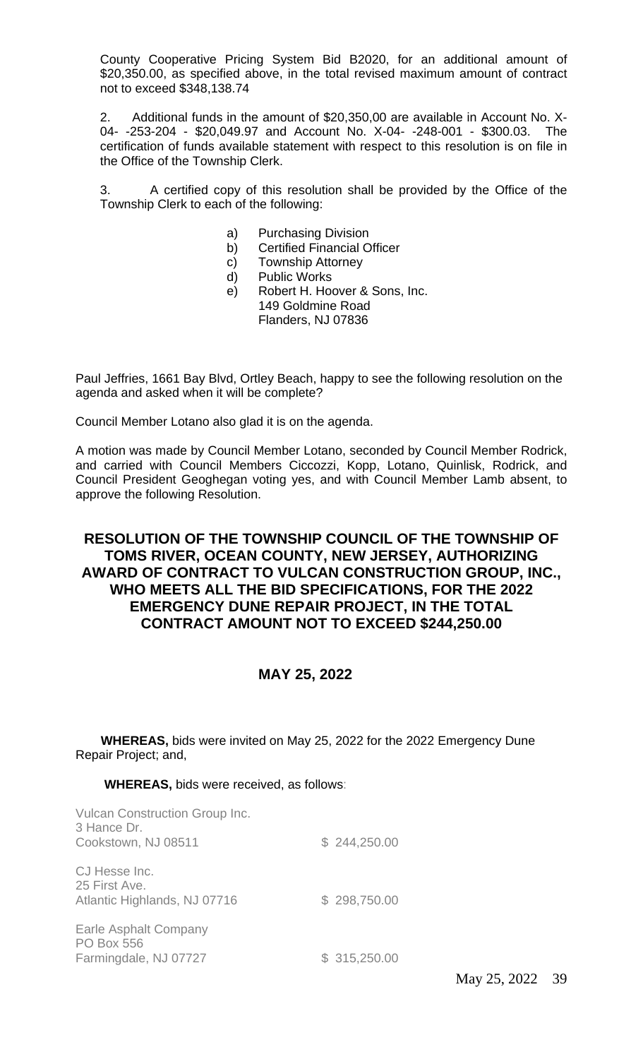County Cooperative Pricing System Bid B2020, for an additional amount of $20,350.00, as specified above, in the total revised maximum amount of contract not to exceed $348,138.74

2. Additional funds in the amount of $20,350,00 are available in Account No. X-04- -253-204 - $20,049.97 and Account No. X-04- -248-001 - $300.03. The certification of funds available statement with respect to this resolution is on file in the Office of the Township Clerk.

3. A certified copy of this resolution shall be provided by the Office of the Township Clerk to each of the following:

a) Purchasing Division
b) Certified Financial Officer
c) Township Attorney
d) Public Works
e) Robert H. Hoover & Sons, Inc.
149 Goldmine Road
Flanders, NJ 07836

Paul Jeffries, 1661 Bay Blvd, Ortley Beach, happy to see the following resolution on the agenda and asked when it will be complete?

Council Member Lotano also glad it is on the agenda.

A motion was made by Council Member Lotano, seconded by Council Member Rodrick, and carried with Council Members Ciccozzi, Kopp, Lotano, Quinlisk, Rodrick, and Council President Geoghegan voting yes, and with Council Member Lamb absent, to approve the following Resolution.

## RESOLUTION OF THE TOWNSHIP COUNCIL OF THE TOWNSHIP OF TOMS RIVER, OCEAN COUNTY, NEW JERSEY, AUTHORIZING AWARD OF CONTRACT TO VULCAN CONSTRUCTION GROUP, INC., WHO MEETS ALL THE BID SPECIFICATIONS, FOR THE 2022 EMERGENCY DUNE REPAIR PROJECT, IN THE TOTAL CONTRACT AMOUNT NOT TO EXCEED $244,250.00

## MAY 25, 2022

**WHEREAS,** bids were invited on May 25, 2022 for the 2022 Emergency Dune Repair Project; and,

**WHEREAS,** bids were received, as follows:

| | |
|---|---|
| Vulcan Construction Group Inc.<br>3 Hance Dr.<br>Cookstown, NJ 08511 | $ 244,250.00 |
| CJ Hesse Inc.<br>25 First Ave.<br>Atlantic Highlands, NJ 07716 | $ 298,750.00 |
| Earle Asphalt Company<br>PO Box 556<br>Farmingdale, NJ 07727 | $ 315,250.00 |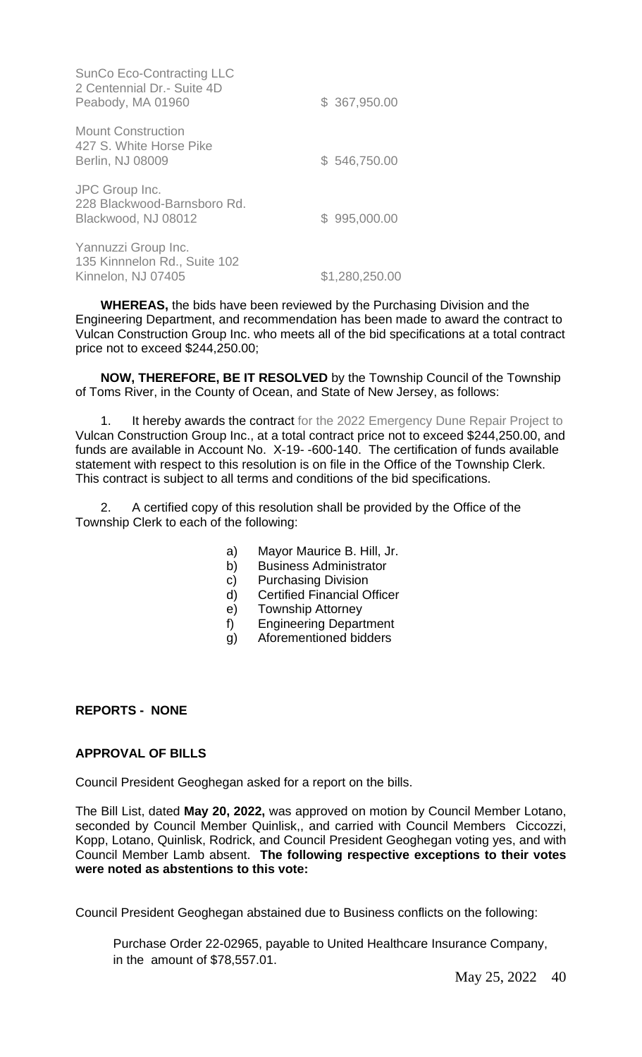SunCo Eco-Contracting LLC
2 Centennial Dr.- Suite 4D
Peabody, MA 01960 $ 367,950.00

Mount Construction
427 S. White Horse Pike
Berlin, NJ 08009 $ 546,750.00

JPC Group Inc.
228 Blackwood-Barnsboro Rd.
Blackwood, NJ 08012 $ 995,000.00

Yannuzzi Group Inc.
135 Kinnnelon Rd., Suite 102
Kinnelon, NJ 07405 $1,280,250.00

**WHEREAS,** the bids have been reviewed by the Purchasing Division and the Engineering Department, and recommendation has been made to award the contract to Vulcan Construction Group Inc. who meets all of the bid specifications at a total contract price not to exceed $244,250.00;

**NOW, THEREFORE, BE IT RESOLVED** by the Township Council of the Township of Toms River, in the County of Ocean, and State of New Jersey, as follows:

1. It hereby awards the contract for the 2022 Emergency Dune Repair Project to Vulcan Construction Group Inc., at a total contract price not to exceed $244,250.00, and funds are available in Account No. X-19- -600-140. The certification of funds available statement with respect to this resolution is on file in the Office of the Township Clerk. This contract is subject to all terms and conditions of the bid specifications.

2. A certified copy of this resolution shall be provided by the Office of the Township Clerk to each of the following:

   a) Mayor Maurice B. Hill, Jr.
   b) Business Administrator
   c) Purchasing Division
   d) Certified Financial Officer
   e) Township Attorney
   f) Engineering Department
   g) Aforementioned bidders

**REPORTS - NONE**

**APPROVAL OF BILLS**

Council President Geoghegan asked for a report on the bills.

The Bill List, dated **May 20, 2022,** was approved on motion by Council Member Lotano, seconded by Council Member Quinlisk,, and carried with Council Members Ciccozzi, Kopp, Lotano, Quinlisk, Rodrick, and Council President Geoghegan voting yes, and with Council Member Lamb absent. **The following respective exceptions to their votes were noted as abstentions to this vote:**

Council President Geoghegan abstained due to Business conflicts on the following:

Purchase Order 22-02965, payable to United Healthcare Insurance Company, in the amount of $78,557.01.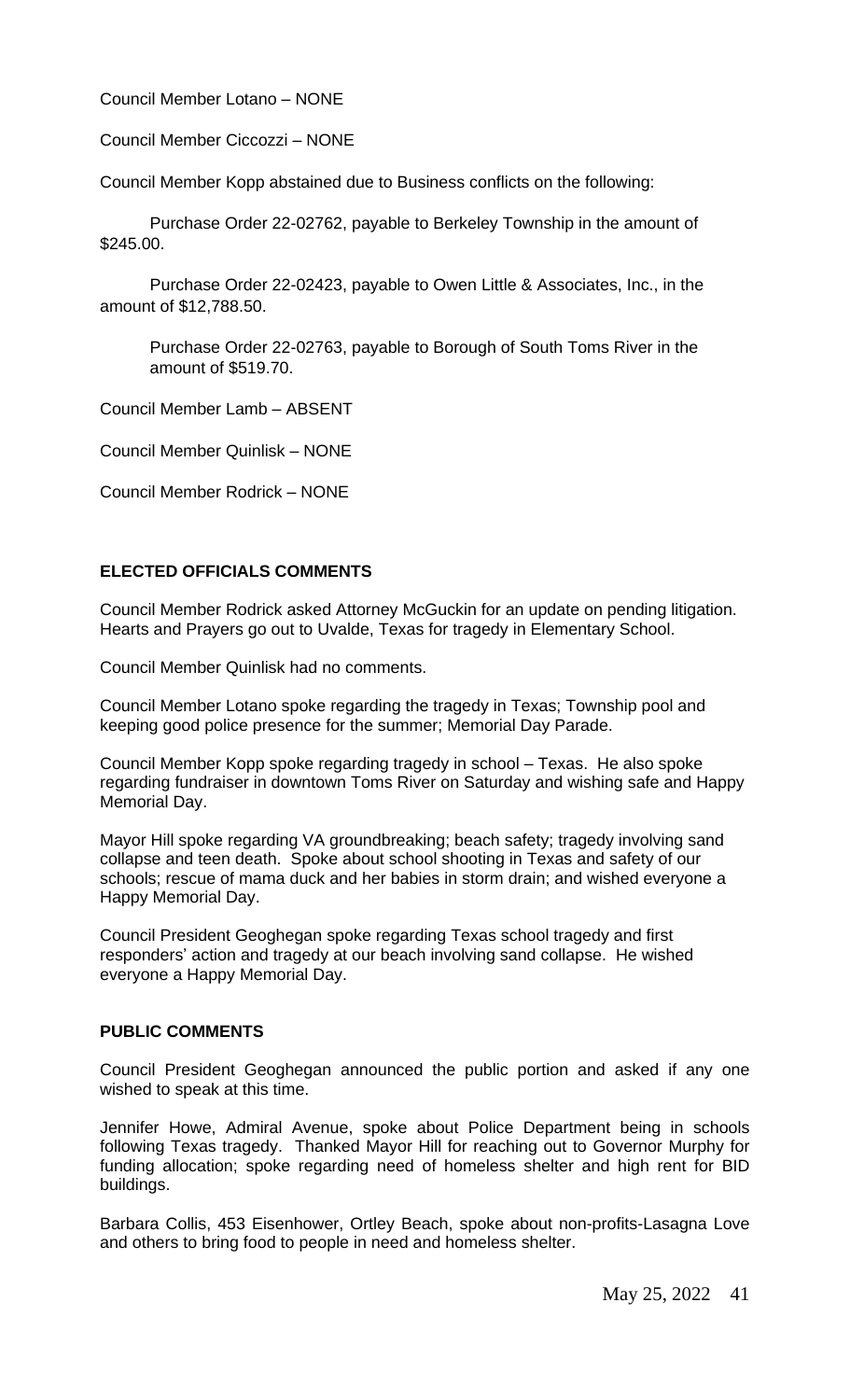Council Member Lotano – NONE

Council Member Ciccozzi – NONE

Council Member Kopp abstained due to Business conflicts on the following:

Purchase Order 22-02762, payable to Berkeley Township in the amount of $245.00.

Purchase Order 22-02423, payable to Owen Little & Associates, Inc., in the amount of $12,788.50.

Purchase Order 22-02763, payable to Borough of South Toms River in the amount of $519.70.

Council Member Lamb – ABSENT

Council Member Quinlisk – NONE

Council Member Rodrick – NONE

**ELECTED OFFICIALS COMMENTS**

Council Member Rodrick asked Attorney McGuckin for an update on pending litigation. Hearts and Prayers go out to Uvalde, Texas for tragedy in Elementary School.

Council Member Quinlisk had no comments.

Council Member Lotano spoke regarding the tragedy in Texas; Township pool and keeping good police presence for the summer; Memorial Day Parade.

Council Member Kopp spoke regarding tragedy in school – Texas. He also spoke regarding fundraiser in downtown Toms River on Saturday and wishing safe and Happy Memorial Day.

Mayor Hill spoke regarding VA groundbreaking; beach safety; tragedy involving sand collapse and teen death. Spoke about school shooting in Texas and safety of our schools; rescue of mama duck and her babies in storm drain; and wished everyone a Happy Memorial Day.

Council President Geoghegan spoke regarding Texas school tragedy and first responders' action and tragedy at our beach involving sand collapse. He wished everyone a Happy Memorial Day.

**PUBLIC COMMENTS**

Council President Geoghegan announced the public portion and asked if any one wished to speak at this time.

Jennifer Howe, Admiral Avenue, spoke about Police Department being in schools following Texas tragedy. Thanked Mayor Hill for reaching out to Governor Murphy for funding allocation; spoke regarding need of homeless shelter and high rent for BID buildings.

Barbara Collis, 453 Eisenhower, Ortley Beach, spoke about non-profits-Lasagna Love and others to bring food to people in need and homeless shelter.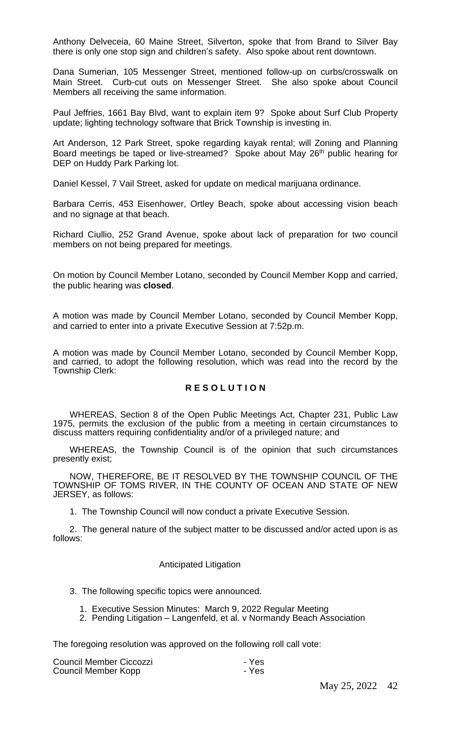Anthony Delveceia, 60 Maine Street, Silverton, spoke that from Brand to Silver Bay there is only one stop sign and children's safety. Also spoke about rent downtown.

Dana Sumerian, 105 Messenger Street, mentioned follow-up on curbs/crosswalk on Main Street. Curb-cut outs on Messenger Street. She also spoke about Council Members all receiving the same information.

Paul Jeffries, 1661 Bay Blvd, want to explain item 9? Spoke about Surf Club Property update; lighting technology software that Brick Township is investing in.

Art Anderson, 12 Park Street, spoke regarding kayak rental; will Zoning and Planning Board meetings be taped or live-streamed? Spoke about May 26th public hearing for DEP on Huddy Park Parking lot.

Daniel Kessel, 7 Vail Street, asked for update on medical marijuana ordinance.

Barbara Cerris, 453 Eisenhower, Ortley Beach, spoke about accessing vision beach and no signage at that beach.

Richard Ciullio, 252 Grand Avenue, spoke about lack of preparation for two council members on not being prepared for meetings.

On motion by Council Member Lotano, seconded by Council Member Kopp and carried, the public hearing was **closed**.

A motion was made by Council Member Lotano, seconded by Council Member Kopp, and carried to enter into a private Executive Session at 7:52p.m.

A motion was made by Council Member Lotano, seconded by Council Member Kopp, and carried, to adopt the following resolution, which was read into the record by the Township Clerk:

**R E S O L U T I O N**

WHEREAS, Section 8 of the Open Public Meetings Act, Chapter 231, Public Law 1975, permits the exclusion of the public from a meeting in certain circumstances to discuss matters requiring confidentiality and/or of a privileged nature; and

WHEREAS, the Township Council is of the opinion that such circumstances presently exist;

NOW, THEREFORE, BE IT RESOLVED BY THE TOWNSHIP COUNCIL OF THE TOWNSHIP OF TOMS RIVER, IN THE COUNTY OF OCEAN AND STATE OF NEW JERSEY, as follows:

1. The Township Council will now conduct a private Executive Session.

2. The general nature of the subject matter to be discussed and/or acted upon is as follows:

Anticipated Litigation

3. The following specific topics were announced.

    1. Executive Session Minutes: March 9, 2022 Regular Meeting
    2. Pending Litigation – Langenfeld, et al. v Normandy Beach Association

The foregoing resolution was approved on the following roll call vote:

Council Member Ciccozzi - Yes
Council Member Kopp - Yes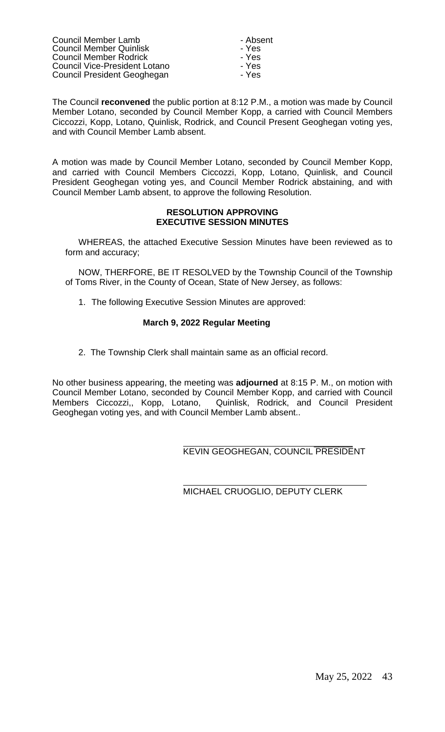| | |
|---|---|
| Council Member Lamb | - Absent |
| Council Member Quinlisk | - Yes |
| Council Member Rodrick | - Yes |
| Council Vice-President Lotano | - Yes |
| Council President Geoghegan | - Yes |

The Council **reconvened** the public portion at 8:12 P.M., a motion was made by Council Member Lotano, seconded by Council Member Kopp, a carried with Council Members Ciccozzi, Kopp, Lotano, Quinlisk, Rodrick, and Council Present Geoghegan voting yes, and with Council Member Lamb absent.

A motion was made by Council Member Lotano, seconded by Council Member Kopp, and carried with Council Members Ciccozzi, Kopp, Lotano, Quinlisk, and Council President Geoghegan voting yes, and Council Member Rodrick abstaining, and with Council Member Lamb absent, to approve the following Resolution.

**RESOLUTION APPROVING**
**EXECUTIVE SESSION MINUTES**

WHEREAS, the attached Executive Session Minutes have been reviewed as to form and accuracy;

NOW, THERFORE, BE IT RESOLVED by the Township Council of the Township of Toms River, in the County of Ocean, State of New Jersey, as follows:

1. The following Executive Session Minutes are approved:

**March 9, 2022 Regular Meeting**

2. The Township Clerk shall maintain same as an official record.

No other business appearing, the meeting was **adjourned** at 8:15 P. M., on motion with Council Member Lotano, seconded by Council Member Kopp, and carried with Council Members Ciccozzi,, Kopp, Lotano, Quinlisk, Rodrick, and Council President Geoghegan voting yes, and with Council Member Lamb absent..

KEVIN GEOGHEGAN, COUNCIL PRESIDENT

MICHAEL CRUOGLIO, DEPUTY CLERK